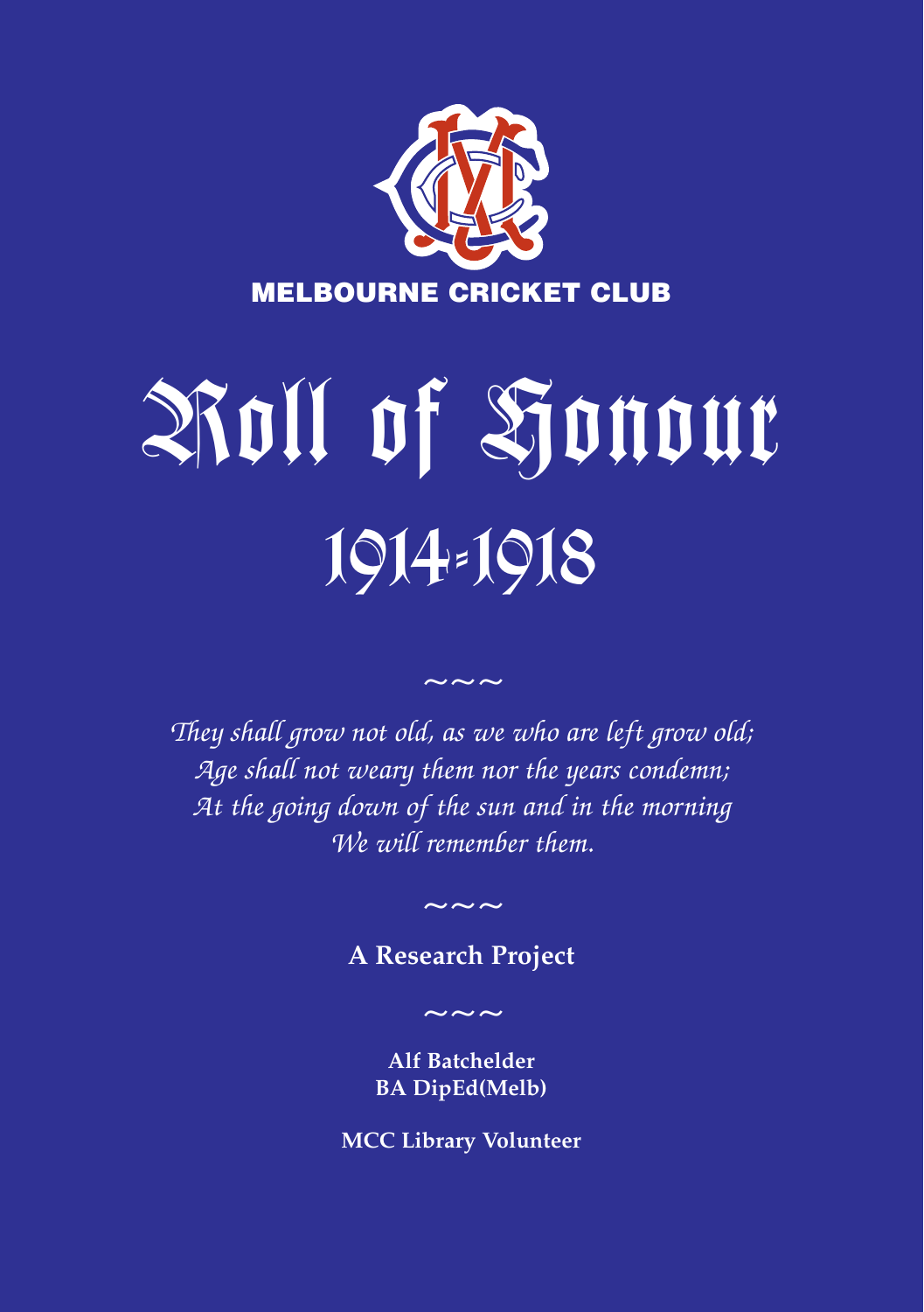MELBOURNE CRICKET CLUB

# Roll of Honour

## 1914-1918

~~~

*They shall grow not old, as we who are left grow old;*
*Age shall not weary them nor the years condemn;*
*At the going down of the sun and in the morning*
*We will remember them.*

~~~

**A Research Project**

~~~

**Alf Batchelder**
**BA DipEd(Melb)**

**MCC Library Volunteer**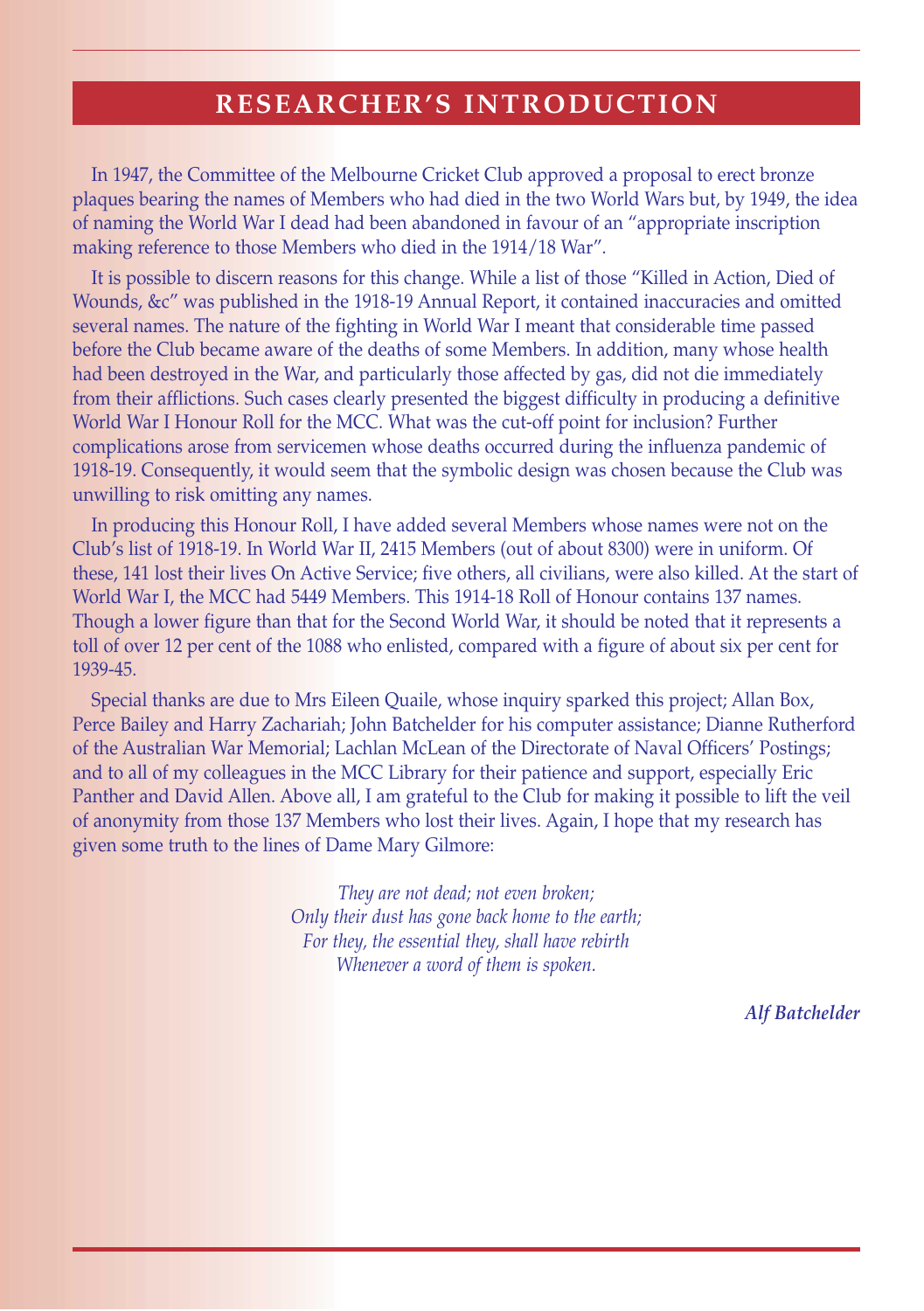# RESEARCHER'S INTRODUCTION

In 1947, the Committee of the Melbourne Cricket Club approved a proposal to erect bronze plaques bearing the names of Members who had died in the two World Wars but, by 1949, the idea of naming the World War I dead had been abandoned in favour of an "appropriate inscription making reference to those Members who died in the 1914/18 War".

It is possible to discern reasons for this change. While a list of those "Killed in Action, Died of Wounds, &c" was published in the 1918-19 Annual Report, it contained inaccuracies and omitted several names. The nature of the fighting in World War I meant that considerable time passed before the Club became aware of the deaths of some Members. In addition, many whose health had been destroyed in the War, and particularly those affected by gas, did not die immediately from their afflictions. Such cases clearly presented the biggest difficulty in producing a definitive World War I Honour Roll for the MCC. What was the cut-off point for inclusion? Further complications arose from servicemen whose deaths occurred during the influenza pandemic of 1918-19. Consequently, it would seem that the symbolic design was chosen because the Club was unwilling to risk omitting any names.

In producing this Honour Roll, I have added several Members whose names were not on the Club's list of 1918-19. In World War II, 2415 Members (out of about 8300) were in uniform. Of these, 141 lost their lives On Active Service; five others, all civilians, were also killed. At the start of World War I, the MCC had 5449 Members. This 1914-18 Roll of Honour contains 137 names. Though a lower figure than that for the Second World War, it should be noted that it represents a toll of over 12 per cent of the 1088 who enlisted, compared with a figure of about six per cent for 1939-45.

Special thanks are due to Mrs Eileen Quaile, whose inquiry sparked this project; Allan Box, Perce Bailey and Harry Zachariah; John Batchelder for his computer assistance; Dianne Rutherford of the Australian War Memorial; Lachlan McLean of the Directorate of Naval Officers' Postings; and to all of my colleagues in the MCC Library for their patience and support, especially Eric Panther and David Allen. Above all, I am grateful to the Club for making it possible to lift the veil of anonymity from those 137 Members who lost their lives. Again, I hope that my research has given some truth to the lines of Dame Mary Gilmore:

*They are not dead; not even broken;*
*Only their dust has gone back home to the earth;*
*For they, the essential they, shall have rebirth*
*Whenever a word of them is spoken.*

***Alf Batchelder***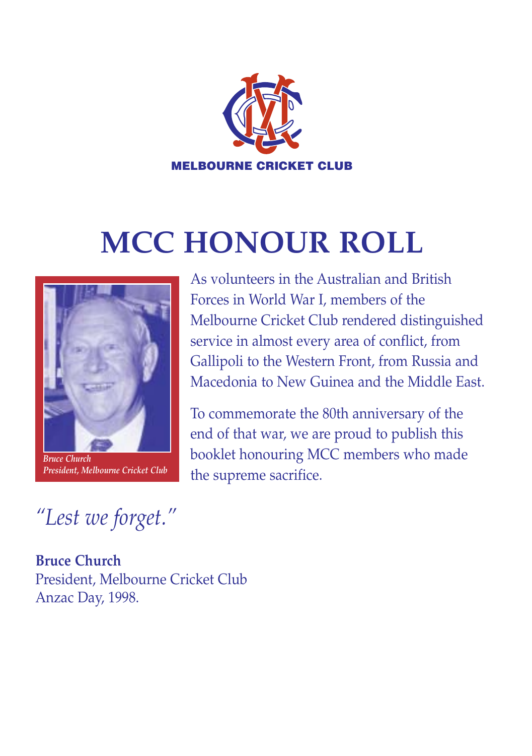MELBOURNE CRICKET CLUB

# MCC HONOUR ROLL

*Bruce Church*
*President, Melbourne Cricket Club*

As volunteers in the Australian and British Forces in World War I, members of the Melbourne Cricket Club rendered distinguished service in almost every area of conflict, from Gallipoli to the Western Front, from Russia and Macedonia to New Guinea and the Middle East.

To commemorate the 80th anniversary of the end of that war, we are proud to publish this booklet honouring MCC members who made the supreme sacrifice.

*"Lest we forget."*

**Bruce Church**
President, Melbourne Cricket Club
Anzac Day, 1998.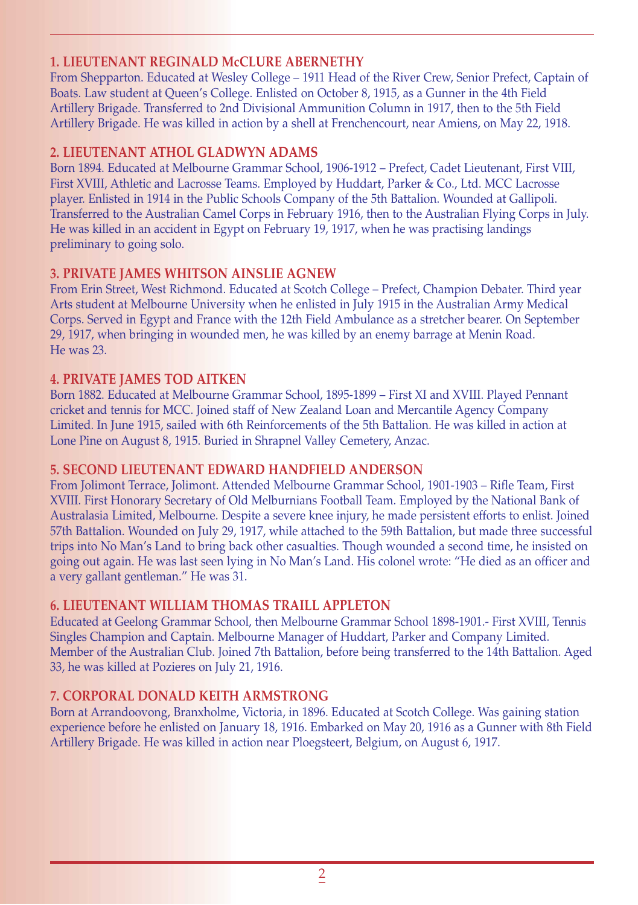### 1. LIEUTENANT REGINALD McCLURE ABERNETHY

From Shepparton. Educated at Wesley College – 1911 Head of the River Crew, Senior Prefect, Captain of Boats. Law student at Queen's College. Enlisted on October 8, 1915, as a Gunner in the 4th Field Artillery Brigade. Transferred to 2nd Divisional Ammunition Column in 1917, then to the 5th Field Artillery Brigade. He was killed in action by a shell at Frenchencourt, near Amiens, on May 22, 1918.

### 2. LIEUTENANT ATHOL GLADWYN ADAMS

Born 1894. Educated at Melbourne Grammar School, 1906-1912 – Prefect, Cadet Lieutenant, First VIII, First XVIII, Athletic and Lacrosse Teams. Employed by Huddart, Parker & Co., Ltd. MCC Lacrosse player. Enlisted in 1914 in the Public Schools Company of the 5th Battalion. Wounded at Gallipoli. Transferred to the Australian Camel Corps in February 1916, then to the Australian Flying Corps in July. He was killed in an accident in Egypt on February 19, 1917, when he was practising landings preliminary to going solo.

### 3. PRIVATE JAMES WHITSON AINSLIE AGNEW

From Erin Street, West Richmond. Educated at Scotch College – Prefect, Champion Debater. Third year Arts student at Melbourne University when he enlisted in July 1915 in the Australian Army Medical Corps. Served in Egypt and France with the 12th Field Ambulance as a stretcher bearer. On September 29, 1917, when bringing in wounded men, he was killed by an enemy barrage at Menin Road. He was 23.

### 4. PRIVATE JAMES TOD AITKEN

Born 1882. Educated at Melbourne Grammar School, 1895-1899 – First XI and XVIII. Played Pennant cricket and tennis for MCC. Joined staff of New Zealand Loan and Mercantile Agency Company Limited. In June 1915, sailed with 6th Reinforcements of the 5th Battalion. He was killed in action at Lone Pine on August 8, 1915. Buried in Shrapnel Valley Cemetery, Anzac.

### 5. SECOND LIEUTENANT EDWARD HANDFIELD ANDERSON

From Jolimont Terrace, Jolimont. Attended Melbourne Grammar School, 1901-1903 – Rifle Team, First XVIII. First Honorary Secretary of Old Melburnians Football Team. Employed by the National Bank of Australasia Limited, Melbourne. Despite a severe knee injury, he made persistent efforts to enlist. Joined 57th Battalion. Wounded on July 29, 1917, while attached to the 59th Battalion, but made three successful trips into No Man's Land to bring back other casualties. Though wounded a second time, he insisted on going out again. He was last seen lying in No Man's Land. His colonel wrote: "He died as an officer and a very gallant gentleman." He was 31.

### 6. LIEUTENANT WILLIAM THOMAS TRAILL APPLETON

Educated at Geelong Grammar School, then Melbourne Grammar School 1898-1901.- First XVIII, Tennis Singles Champion and Captain. Melbourne Manager of Huddart, Parker and Company Limited. Member of the Australian Club. Joined 7th Battalion, before being transferred to the 14th Battalion. Aged 33, he was killed at Pozieres on July 21, 1916.

### 7. CORPORAL DONALD KEITH ARMSTRONG

Born at Arrandoovong, Branxholme, Victoria, in 1896. Educated at Scotch College. Was gaining station experience before he enlisted on January 18, 1916. Embarked on May 20, 1916 as a Gunner with 8th Field Artillery Brigade. He was killed in action near Ploegsteert, Belgium, on August 6, 1917.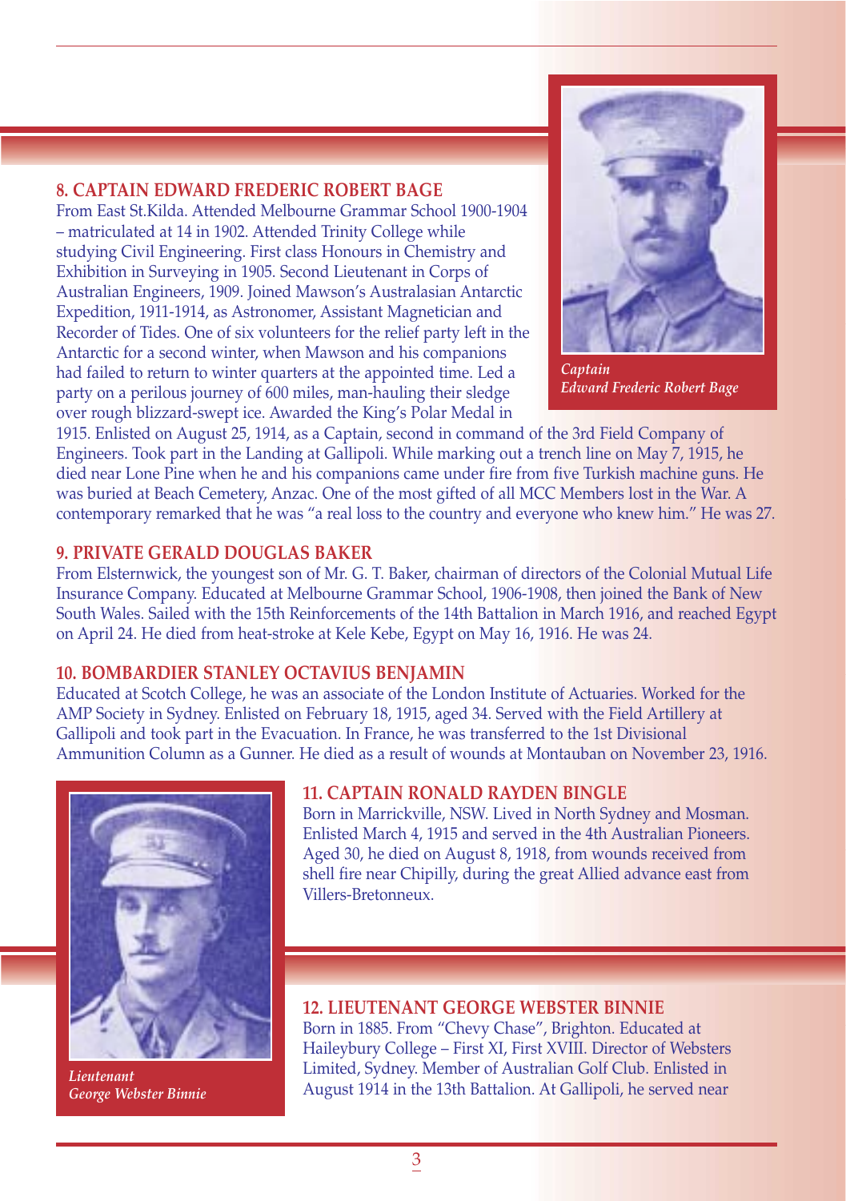### 8. CAPTAIN EDWARD FREDERIC ROBERT BAGE

From East St.Kilda. Attended Melbourne Grammar School 1900-1904 – matriculated at 14 in 1902. Attended Trinity College while studying Civil Engineering. First class Honours in Chemistry and Exhibition in Surveying in 1905. Second Lieutenant in Corps of Australian Engineers, 1909. Joined Mawson's Australasian Antarctic Expedition, 1911-1914, as Astronomer, Assistant Magnetician and Recorder of Tides. One of six volunteers for the relief party left in the Antarctic for a second winter, when Mawson and his companions had failed to return to winter quarters at the appointed time. Led a party on a perilous journey of 600 miles, man-hauling their sledge over rough blizzard-swept ice. Awarded the King's Polar Medal in 1915. Enlisted on August 25, 1914, as a Captain, second in command of the 3rd Field Company of Engineers. Took part in the Landing at Gallipoli. While marking out a trench line on May 7, 1915, he died near Lone Pine when he and his companions came under fire from five Turkish machine guns. He was buried at Beach Cemetery, Anzac. One of the most gifted of all MCC Members lost in the War. A contemporary remarked that he was "a real loss to the country and everyone who knew him." He was 27.

*Captain Edward Frederic Robert Bage*

### 9. PRIVATE GERALD DOUGLAS BAKER

From Elsternwick, the youngest son of Mr. G. T. Baker, chairman of directors of the Colonial Mutual Life Insurance Company. Educated at Melbourne Grammar School, 1906-1908, then joined the Bank of New South Wales. Sailed with the 15th Reinforcements of the 14th Battalion in March 1916, and reached Egypt on April 24. He died from heat-stroke at Kele Kebe, Egypt on May 16, 1916. He was 24.

### 10. BOMBARDIER STANLEY OCTAVIUS BENJAMIN

Educated at Scotch College, he was an associate of the London Institute of Actuaries. Worked for the AMP Society in Sydney. Enlisted on February 18, 1915, aged 34. Served with the Field Artillery at Gallipoli and took part in the Evacuation. In France, he was transferred to the 1st Divisional Ammunition Column as a Gunner. He died as a result of wounds at Montauban on November 23, 1916.

### 11. CAPTAIN RONALD RAYDEN BINGLE

Born in Marrickville, NSW. Lived in North Sydney and Mosman. Enlisted March 4, 1915 and served in the 4th Australian Pioneers. Aged 30, he died on August 8, 1918, from wounds received from shell fire near Chipilly, during the great Allied advance east from Villers-Bretonneux.

*Lieutenant George Webster Binnie*

### 12. LIEUTENANT GEORGE WEBSTER BINNIE

Born in 1885. From "Chevy Chase", Brighton. Educated at Haileybury College – First XI, First XVIII. Director of Websters Limited, Sydney. Member of Australian Golf Club. Enlisted in August 1914 in the 13th Battalion. At Gallipoli, he served near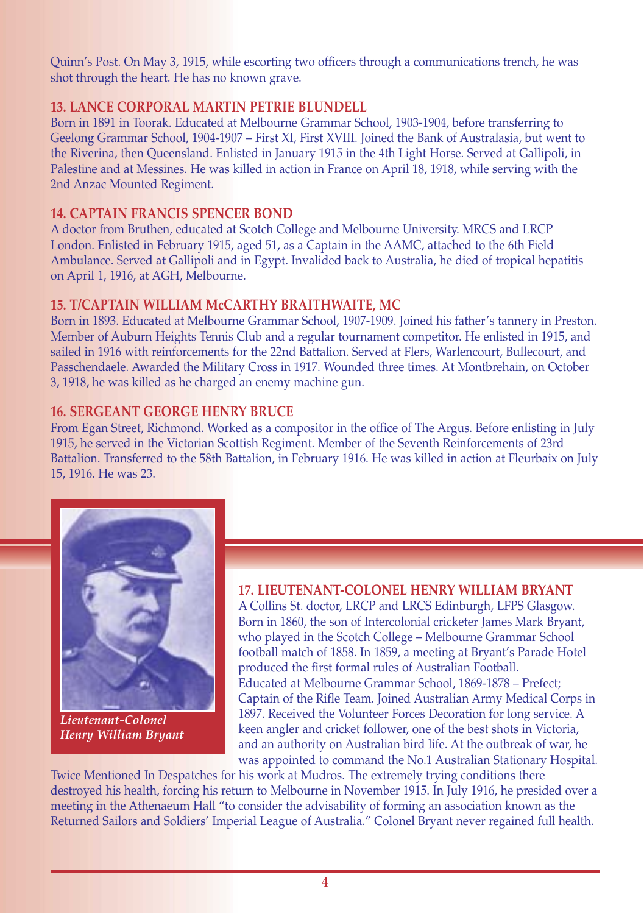Quinn's Post. On May 3, 1915, while escorting two officers through a communications trench, he was shot through the heart. He has no known grave.

### 13. LANCE CORPORAL MARTIN PETRIE BLUNDELL

Born in 1891 in Toorak. Educated at Melbourne Grammar School, 1903-1904, before transferring to Geelong Grammar School, 1904-1907 – First XI, First XVIII. Joined the Bank of Australasia, but went to the Riverina, then Queensland. Enlisted in January 1915 in the 4th Light Horse. Served at Gallipoli, in Palestine and at Messines. He was killed in action in France on April 18, 1918, while serving with the 2nd Anzac Mounted Regiment.

### 14. CAPTAIN FRANCIS SPENCER BOND

A doctor from Bruthen, educated at Scotch College and Melbourne University. MRCS and LRCP London. Enlisted in February 1915, aged 51, as a Captain in the AAMC, attached to the 6th Field Ambulance. Served at Gallipoli and in Egypt. Invalided back to Australia, he died of tropical hepatitis on April 1, 1916, at AGH, Melbourne.

### 15. T/CAPTAIN WILLIAM McCARTHY BRAITHWAITE, MC

Born in 1893. Educated at Melbourne Grammar School, 1907-1909. Joined his father's tannery in Preston. Member of Auburn Heights Tennis Club and a regular tournament competitor. He enlisted in 1915, and sailed in 1916 with reinforcements for the 22nd Battalion. Served at Flers, Warlencourt, Bullecourt, and Passchendaele. Awarded the Military Cross in 1917. Wounded three times. At Montbrehain, on October 3, 1918, he was killed as he charged an enemy machine gun.

### 16. SERGEANT GEORGE HENRY BRUCE

From Egan Street, Richmond. Worked as a compositor in the office of The Argus. Before enlisting in July 1915, he served in the Victorian Scottish Regiment. Member of the Seventh Reinforcements of 23rd Battalion. Transferred to the 58th Battalion, in February 1916. He was killed in action at Fleurbaix on July 15, 1916. He was 23.

*Lieutenant-Colonel Henry William Bryant*

### 17. LIEUTENANT-COLONEL HENRY WILLIAM BRYANT

A Collins St. doctor, LRCP and LRCS Edinburgh, LFPS Glasgow. Born in 1860, the son of Intercolonial cricketer James Mark Bryant, who played in the Scotch College – Melbourne Grammar School football match of 1858. In 1859, a meeting at Bryant's Parade Hotel produced the first formal rules of Australian Football. Educated at Melbourne Grammar School, 1869-1878 – Prefect; Captain of the Rifle Team. Joined Australian Army Medical Corps in 1897. Received the Volunteer Forces Decoration for long service. A keen angler and cricket follower, one of the best shots in Victoria, and an authority on Australian bird life. At the outbreak of war, he was appointed to command the No.1 Australian Stationary Hospital. Twice Mentioned In Despatches for his work at Mudros. The extremely trying conditions there destroyed his health, forcing his return to Melbourne in November 1915. In July 1916, he presided over a meeting in the Athenaeum Hall "to consider the advisability of forming an association known as the Returned Sailors and Soldiers' Imperial League of Australia." Colonel Bryant never regained full health.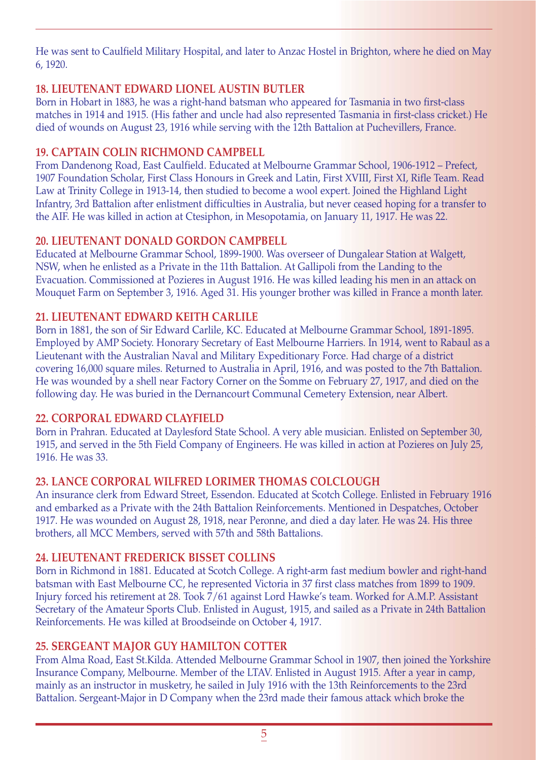He was sent to Caulfield Military Hospital, and later to Anzac Hostel in Brighton, where he died on May 6, 1920.

### 18. LIEUTENANT EDWARD LIONEL AUSTIN BUTLER

Born in Hobart in 1883, he was a right-hand batsman who appeared for Tasmania in two first-class matches in 1914 and 1915. (His father and uncle had also represented Tasmania in first-class cricket.) He died of wounds on August 23, 1916 while serving with the 12th Battalion at Puchevillers, France.

### 19. CAPTAIN COLIN RICHMOND CAMPBELL

From Dandenong Road, East Caulfield. Educated at Melbourne Grammar School, 1906-1912 – Prefect, 1907 Foundation Scholar, First Class Honours in Greek and Latin, First XVIII, First XI, Rifle Team. Read Law at Trinity College in 1913-14, then studied to become a wool expert. Joined the Highland Light Infantry, 3rd Battalion after enlistment difficulties in Australia, but never ceased hoping for a transfer to the AIF. He was killed in action at Ctesiphon, in Mesopotamia, on January 11, 1917. He was 22.

### 20. LIEUTENANT DONALD GORDON CAMPBELL

Educated at Melbourne Grammar School, 1899-1900. Was overseer of Dungalear Station at Walgett, NSW, when he enlisted as a Private in the 11th Battalion. At Gallipoli from the Landing to the Evacuation. Commissioned at Pozieres in August 1916. He was killed leading his men in an attack on Mouquet Farm on September 3, 1916. Aged 31. His younger brother was killed in France a month later.

### 21. LIEUTENANT EDWARD KEITH CARLILE

Born in 1881, the son of Sir Edward Carlile, KC. Educated at Melbourne Grammar School, 1891-1895. Employed by AMP Society. Honorary Secretary of East Melbourne Harriers. In 1914, went to Rabaul as a Lieutenant with the Australian Naval and Military Expeditionary Force. Had charge of a district covering 16,000 square miles. Returned to Australia in April, 1916, and was posted to the 7th Battalion. He was wounded by a shell near Factory Corner on the Somme on February 27, 1917, and died on the following day. He was buried in the Dernancourt Communal Cemetery Extension, near Albert.

### 22. CORPORAL EDWARD CLAYFIELD

Born in Prahran. Educated at Daylesford State School. A very able musician. Enlisted on September 30, 1915, and served in the 5th Field Company of Engineers. He was killed in action at Pozieres on July 25, 1916. He was 33.

### 23. LANCE CORPORAL WILFRED LORIMER THOMAS COLCLOUGH

An insurance clerk from Edward Street, Essendon. Educated at Scotch College. Enlisted in February 1916 and embarked as a Private with the 24th Battalion Reinforcements. Mentioned in Despatches, October 1917. He was wounded on August 28, 1918, near Peronne, and died a day later. He was 24. His three brothers, all MCC Members, served with 57th and 58th Battalions.

### 24. LIEUTENANT FREDERICK BISSET COLLINS

Born in Richmond in 1881. Educated at Scotch College. A right-arm fast medium bowler and right-hand batsman with East Melbourne CC, he represented Victoria in 37 first class matches from 1899 to 1909. Injury forced his retirement at 28. Took 7/61 against Lord Hawke's team. Worked for A.M.P. Assistant Secretary of the Amateur Sports Club. Enlisted in August, 1915, and sailed as a Private in 24th Battalion Reinforcements. He was killed at Broodseinde on October 4, 1917.

### 25. SERGEANT MAJOR GUY HAMILTON COTTER

From Alma Road, East St.Kilda. Attended Melbourne Grammar School in 1907, then joined the Yorkshire Insurance Company, Melbourne. Member of the LTAV. Enlisted in August 1915. After a year in camp, mainly as an instructor in musketry, he sailed in July 1916 with the 13th Reinforcements to the 23rd Battalion. Sergeant-Major in D Company when the 23rd made their famous attack which broke the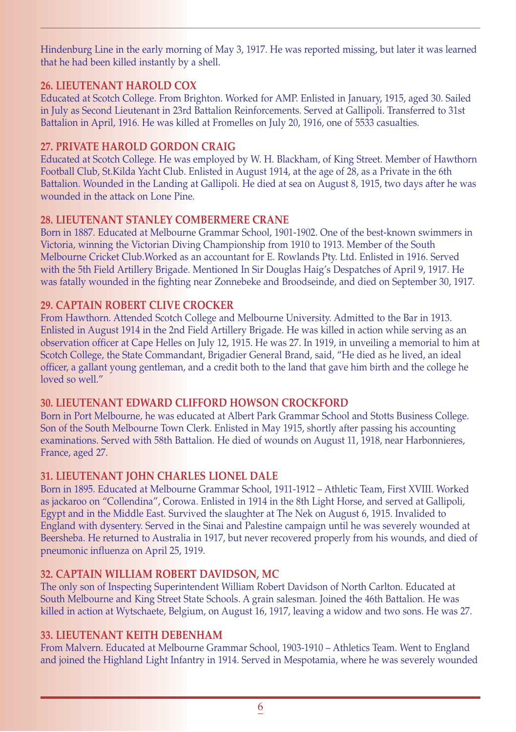Hindenburg Line in the early morning of May 3, 1917. He was reported missing, but later it was learned that he had been killed instantly by a shell.

### 26. LIEUTENANT HAROLD COX

Educated at Scotch College. From Brighton. Worked for AMP. Enlisted in January, 1915, aged 30. Sailed in July as Second Lieutenant in 23rd Battalion Reinforcements. Served at Gallipoli. Transferred to 31st Battalion in April, 1916. He was killed at Fromelles on July 20, 1916, one of 5533 casualties.

### 27. PRIVATE HAROLD GORDON CRAIG

Educated at Scotch College. He was employed by W. H. Blackham, of King Street. Member of Hawthorn Football Club, St.Kilda Yacht Club. Enlisted in August 1914, at the age of 28, as a Private in the 6th Battalion. Wounded in the Landing at Gallipoli. He died at sea on August 8, 1915, two days after he was wounded in the attack on Lone Pine.

### 28. LIEUTENANT STANLEY COMBERMERE CRANE

Born in 1887. Educated at Melbourne Grammar School, 1901-1902. One of the best-known swimmers in Victoria, winning the Victorian Diving Championship from 1910 to 1913. Member of the South Melbourne Cricket Club.Worked as an accountant for E. Rowlands Pty. Ltd. Enlisted in 1916. Served with the 5th Field Artillery Brigade. Mentioned In Sir Douglas Haig's Despatches of April 9, 1917. He was fatally wounded in the fighting near Zonnebeke and Broodseinde, and died on September 30, 1917.

### 29. CAPTAIN ROBERT CLIVE CROCKER

From Hawthorn. Attended Scotch College and Melbourne University. Admitted to the Bar in 1913. Enlisted in August 1914 in the 2nd Field Artillery Brigade. He was killed in action while serving as an observation officer at Cape Helles on July 12, 1915. He was 27. In 1919, in unveiling a memorial to him at Scotch College, the State Commandant, Brigadier General Brand, said, "He died as he lived, an ideal officer, a gallant young gentleman, and a credit both to the land that gave him birth and the college he loved so well."

### 30. LIEUTENANT EDWARD CLIFFORD HOWSON CROCKFORD

Born in Port Melbourne, he was educated at Albert Park Grammar School and Stotts Business College. Son of the South Melbourne Town Clerk. Enlisted in May 1915, shortly after passing his accounting examinations. Served with 58th Battalion. He died of wounds on August 11, 1918, near Harbonnieres, France, aged 27.

### 31. LIEUTENANT JOHN CHARLES LIONEL DALE

Born in 1895. Educated at Melbourne Grammar School, 1911-1912 – Athletic Team, First XVIII. Worked as jackaroo on "Collendina", Corowa. Enlisted in 1914 in the 8th Light Horse, and served at Gallipoli, Egypt and in the Middle East. Survived the slaughter at The Nek on August 6, 1915. Invalided to England with dysentery. Served in the Sinai and Palestine campaign until he was severely wounded at Beersheba. He returned to Australia in 1917, but never recovered properly from his wounds, and died of pneumonic influenza on April 25, 1919.

### 32. CAPTAIN WILLIAM ROBERT DAVIDSON, MC

The only son of Inspecting Superintendent William Robert Davidson of North Carlton. Educated at South Melbourne and King Street State Schools. A grain salesman. Joined the 46th Battalion. He was killed in action at Wytschaete, Belgium, on August 16, 1917, leaving a widow and two sons. He was 27.

### 33. LIEUTENANT KEITH DEBENHAM

From Malvern. Educated at Melbourne Grammar School, 1903-1910 – Athletics Team. Went to England and joined the Highland Light Infantry in 1914. Served in Mespotamia, where he was severely wounded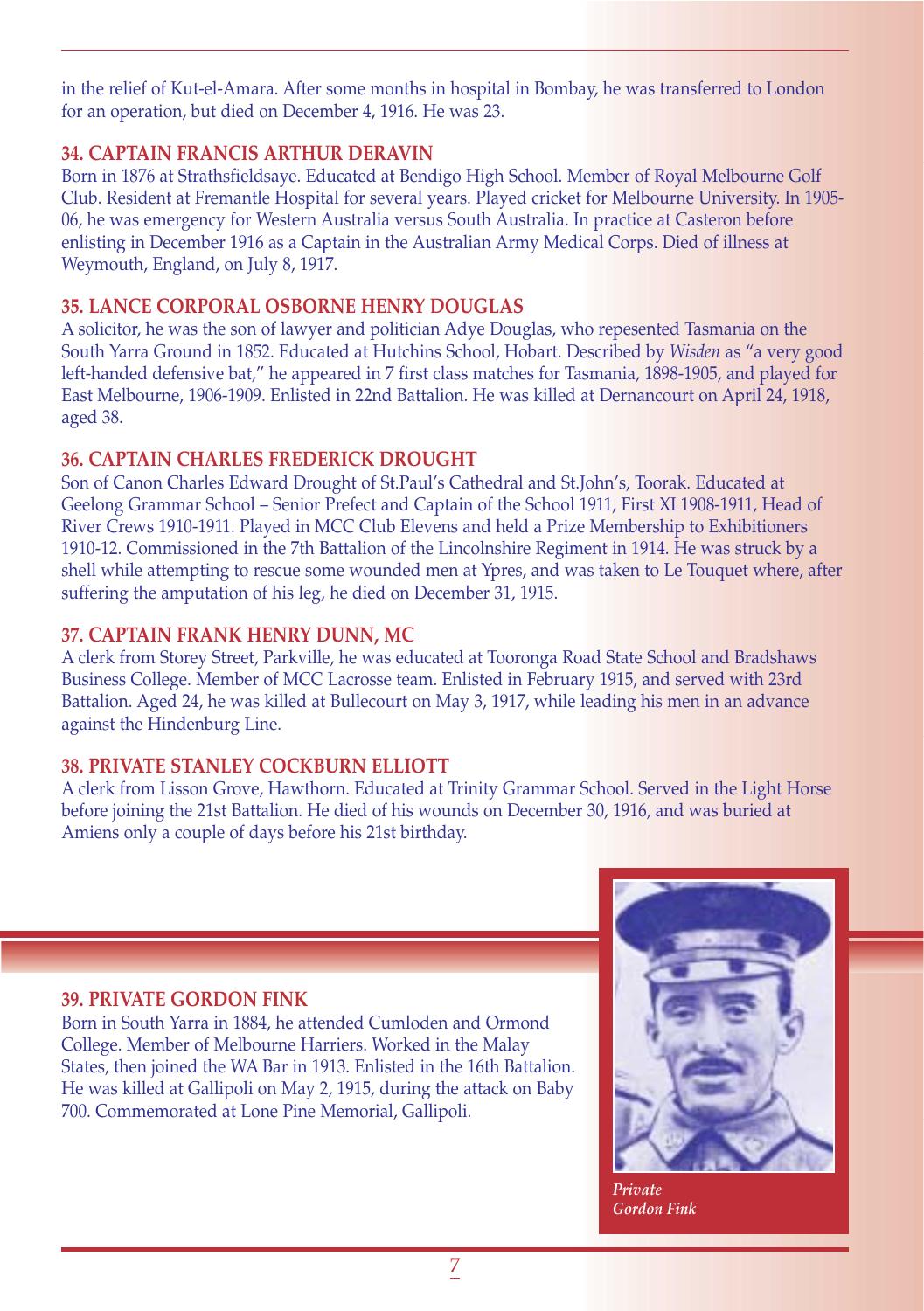in the relief of Kut-el-Amara. After some months in hospital in Bombay, he was transferred to London for an operation, but died on December 4, 1916. He was 23.

### 34. CAPTAIN FRANCIS ARTHUR DERAVIN

Born in 1876 at Strathsfieldsaye. Educated at Bendigo High School. Member of Royal Melbourne Golf Club. Resident at Fremantle Hospital for several years. Played cricket for Melbourne University. In 1905-06, he was emergency for Western Australia versus South Australia. In practice at Casteron before enlisting in December 1916 as a Captain in the Australian Army Medical Corps. Died of illness at Weymouth, England, on July 8, 1917.

### 35. LANCE CORPORAL OSBORNE HENRY DOUGLAS

A solicitor, he was the son of lawyer and politician Adye Douglas, who repesented Tasmania on the South Yarra Ground in 1852. Educated at Hutchins School, Hobart. Described by *Wisden* as "a very good left-handed defensive bat," he appeared in 7 first class matches for Tasmania, 1898-1905, and played for East Melbourne, 1906-1909. Enlisted in 22nd Battalion. He was killed at Dernancourt on April 24, 1918, aged 38.

### 36. CAPTAIN CHARLES FREDERICK DROUGHT

Son of Canon Charles Edward Drought of St.Paul's Cathedral and St.John's, Toorak. Educated at Geelong Grammar School – Senior Prefect and Captain of the School 1911, First XI 1908-1911, Head of River Crews 1910-1911. Played in MCC Club Elevens and held a Prize Membership to Exhibitioners 1910-12. Commissioned in the 7th Battalion of the Lincolnshire Regiment in 1914. He was struck by a shell while attempting to rescue some wounded men at Ypres, and was taken to Le Touquet where, after suffering the amputation of his leg, he died on December 31, 1915.

### 37. CAPTAIN FRANK HENRY DUNN, MC

A clerk from Storey Street, Parkville, he was educated at Tooronga Road State School and Bradshaws Business College. Member of MCC Lacrosse team. Enlisted in February 1915, and served with 23rd Battalion. Aged 24, he was killed at Bullecourt on May 3, 1917, while leading his men in an advance against the Hindenburg Line.

### 38. PRIVATE STANLEY COCKBURN ELLIOTT

A clerk from Lisson Grove, Hawthorn. Educated at Trinity Grammar School. Served in the Light Horse before joining the 21st Battalion. He died of his wounds on December 30, 1916, and was buried at Amiens only a couple of days before his 21st birthday.

### 39. PRIVATE GORDON FINK

Born in South Yarra in 1884, he attended Cumloden and Ormond College. Member of Melbourne Harriers. Worked in the Malay States, then joined the WA Bar in 1913. Enlisted in the 16th Battalion. He was killed at Gallipoli on May 2, 1915, during the attack on Baby 700. Commemorated at Lone Pine Memorial, Gallipoli.

*Private Gordon Fink*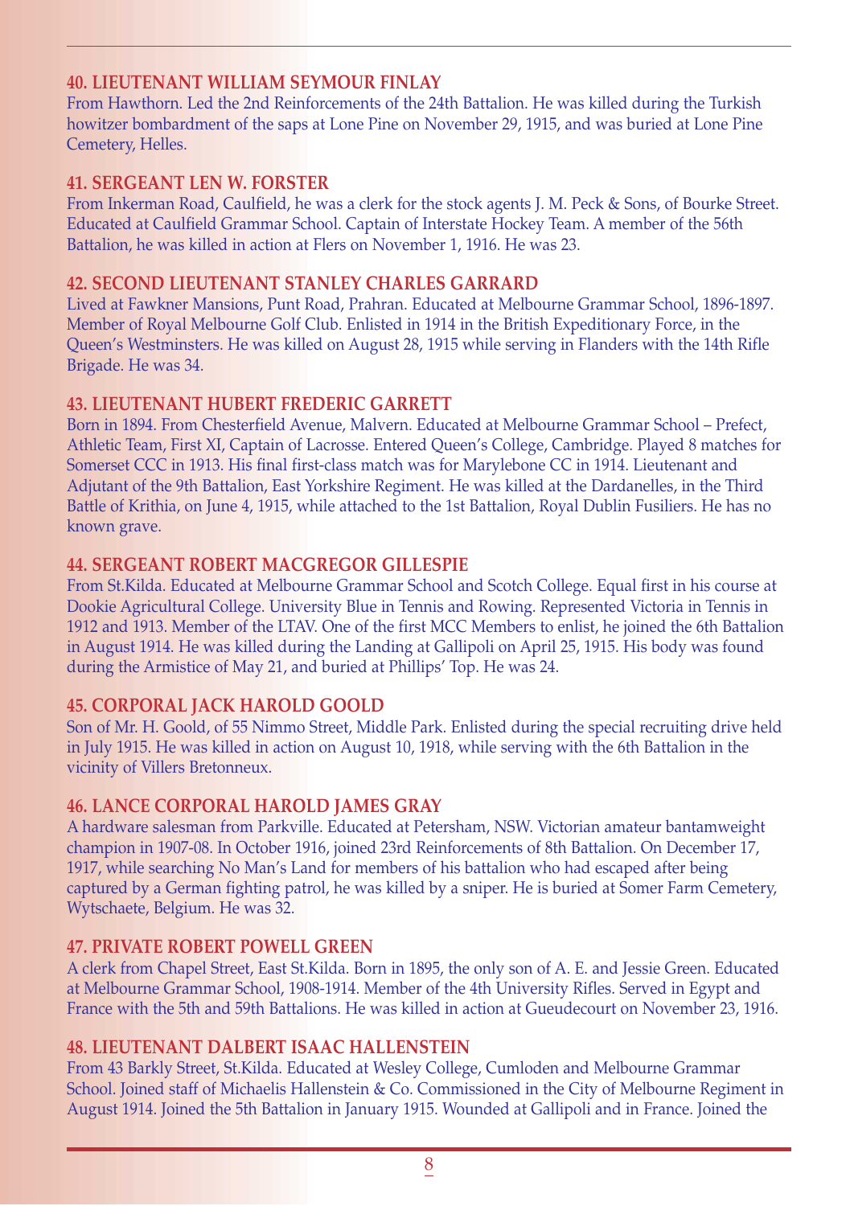### 40. LIEUTENANT WILLIAM SEYMOUR FINLAY

From Hawthorn. Led the 2nd Reinforcements of the 24th Battalion. He was killed during the Turkish howitzer bombardment of the saps at Lone Pine on November 29, 1915, and was buried at Lone Pine Cemetery, Helles.

### 41. SERGEANT LEN W. FORSTER

From Inkerman Road, Caulfield, he was a clerk for the stock agents J. M. Peck & Sons, of Bourke Street. Educated at Caulfield Grammar School. Captain of Interstate Hockey Team. A member of the 56th Battalion, he was killed in action at Flers on November 1, 1916. He was 23.

### 42. SECOND LIEUTENANT STANLEY CHARLES GARRARD

Lived at Fawkner Mansions, Punt Road, Prahran. Educated at Melbourne Grammar School, 1896-1897. Member of Royal Melbourne Golf Club. Enlisted in 1914 in the British Expeditionary Force, in the Queen's Westminsters. He was killed on August 28, 1915 while serving in Flanders with the 14th Rifle Brigade. He was 34.

### 43. LIEUTENANT HUBERT FREDERIC GARRETT

Born in 1894. From Chesterfield Avenue, Malvern. Educated at Melbourne Grammar School – Prefect, Athletic Team, First XI, Captain of Lacrosse. Entered Queen's College, Cambridge. Played 8 matches for Somerset CCC in 1913. His final first-class match was for Marylebone CC in 1914. Lieutenant and Adjutant of the 9th Battalion, East Yorkshire Regiment. He was killed at the Dardanelles, in the Third Battle of Krithia, on June 4, 1915, while attached to the 1st Battalion, Royal Dublin Fusiliers. He has no known grave.

### 44. SERGEANT ROBERT MACGREGOR GILLESPIE

From St.Kilda. Educated at Melbourne Grammar School and Scotch College. Equal first in his course at Dookie Agricultural College. University Blue in Tennis and Rowing. Represented Victoria in Tennis in 1912 and 1913. Member of the LTAV. One of the first MCC Members to enlist, he joined the 6th Battalion in August 1914. He was killed during the Landing at Gallipoli on April 25, 1915. His body was found during the Armistice of May 21, and buried at Phillips' Top. He was 24.

### 45. CORPORAL JACK HAROLD GOOLD

Son of Mr. H. Goold, of 55 Nimmo Street, Middle Park. Enlisted during the special recruiting drive held in July 1915. He was killed in action on August 10, 1918, while serving with the 6th Battalion in the vicinity of Villers Bretonneux.

### 46. LANCE CORPORAL HAROLD JAMES GRAY

A hardware salesman from Parkville. Educated at Petersham, NSW. Victorian amateur bantamweight champion in 1907-08. In October 1916, joined 23rd Reinforcements of 8th Battalion. On December 17, 1917, while searching No Man's Land for members of his battalion who had escaped after being captured by a German fighting patrol, he was killed by a sniper. He is buried at Somer Farm Cemetery, Wytschaete, Belgium. He was 32.

### 47. PRIVATE ROBERT POWELL GREEN

A clerk from Chapel Street, East St.Kilda. Born in 1895, the only son of A. E. and Jessie Green. Educated at Melbourne Grammar School, 1908-1914. Member of the 4th University Rifles. Served in Egypt and France with the 5th and 59th Battalions. He was killed in action at Gueudecourt on November 23, 1916.

### 48. LIEUTENANT DALBERT ISAAC HALLENSTEIN

From 43 Barkly Street, St.Kilda. Educated at Wesley College, Cumloden and Melbourne Grammar School. Joined staff of Michaelis Hallenstein & Co. Commissioned in the City of Melbourne Regiment in August 1914. Joined the 5th Battalion in January 1915. Wounded at Gallipoli and in France. Joined the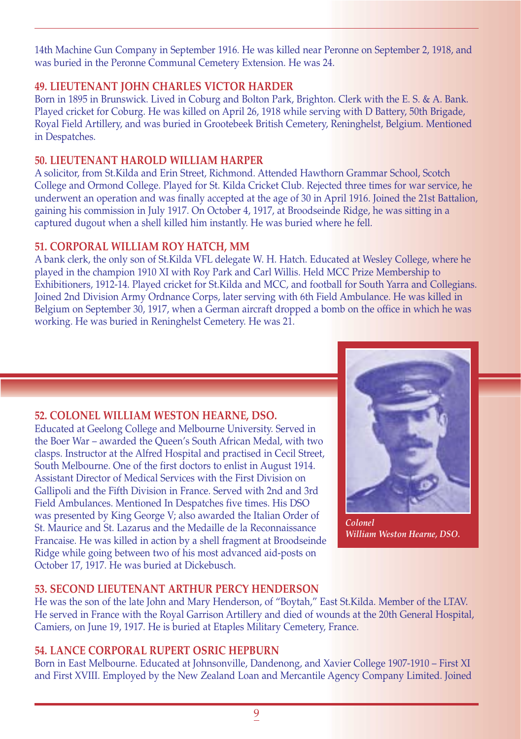14th Machine Gun Company in September 1916. He was killed near Peronne on September 2, 1918, and was buried in the Peronne Communal Cemetery Extension. He was 24.

### 49. LIEUTENANT JOHN CHARLES VICTOR HARDER

Born in 1895 in Brunswick. Lived in Coburg and Bolton Park, Brighton. Clerk with the E. S. & A. Bank. Played cricket for Coburg. He was killed on April 26, 1918 while serving with D Battery, 50th Brigade, Royal Field Artillery, and was buried in Grootebeek British Cemetery, Reninghelst, Belgium. Mentioned in Despatches.

### 50. LIEUTENANT HAROLD WILLIAM HARPER

A solicitor, from St.Kilda and Erin Street, Richmond. Attended Hawthorn Grammar School, Scotch College and Ormond College. Played for St. Kilda Cricket Club. Rejected three times for war service, he underwent an operation and was finally accepted at the age of 30 in April 1916. Joined the 21st Battalion, gaining his commission in July 1917. On October 4, 1917, at Broodseinde Ridge, he was sitting in a captured dugout when a shell killed him instantly. He was buried where he fell.

### 51. CORPORAL WILLIAM ROY HATCH, MM

A bank clerk, the only son of St.Kilda VFL delegate W. H. Hatch. Educated at Wesley College, where he played in the champion 1910 XI with Roy Park and Carl Willis. Held MCC Prize Membership to Exhibitioners, 1912-14. Played cricket for St.Kilda and MCC, and football for South Yarra and Collegians. Joined 2nd Division Army Ordnance Corps, later serving with 6th Field Ambulance. He was killed in Belgium on September 30, 1917, when a German aircraft dropped a bomb on the office in which he was working. He was buried in Reninghelst Cemetery. He was 21.

### 52. COLONEL WILLIAM WESTON HEARNE, DSO.

Educated at Geelong College and Melbourne University. Served in the Boer War – awarded the Queen's South African Medal, with two clasps. Instructor at the Alfred Hospital and practised in Cecil Street, South Melbourne. One of the first doctors to enlist in August 1914. Assistant Director of Medical Services with the First Division on Gallipoli and the Fifth Division in France. Served with 2nd and 3rd Field Ambulances. Mentioned In Despatches five times. His DSO was presented by King George V; also awarded the Italian Order of St. Maurice and St. Lazarus and the Medaille de la Reconnaissance Francaise. He was killed in action by a shell fragment at Broodseinde Ridge while going between two of his most advanced aid-posts on October 17, 1917. He was buried at Dickebusch.

*Colonel William Weston Hearne, DSO.*

### 53. SECOND LIEUTENANT ARTHUR PERCY HENDERSON

He was the son of the late John and Mary Henderson, of "Boytah," East St.Kilda. Member of the LTAV. He served in France with the Royal Garrison Artillery and died of wounds at the 20th General Hospital, Camiers, on June 19, 1917. He is buried at Etaples Military Cemetery, France.

### 54. LANCE CORPORAL RUPERT OSRIC HEPBURN

Born in East Melbourne. Educated at Johnsonville, Dandenong, and Xavier College 1907-1910 – First XI and First XVIII. Employed by the New Zealand Loan and Mercantile Agency Company Limited. Joined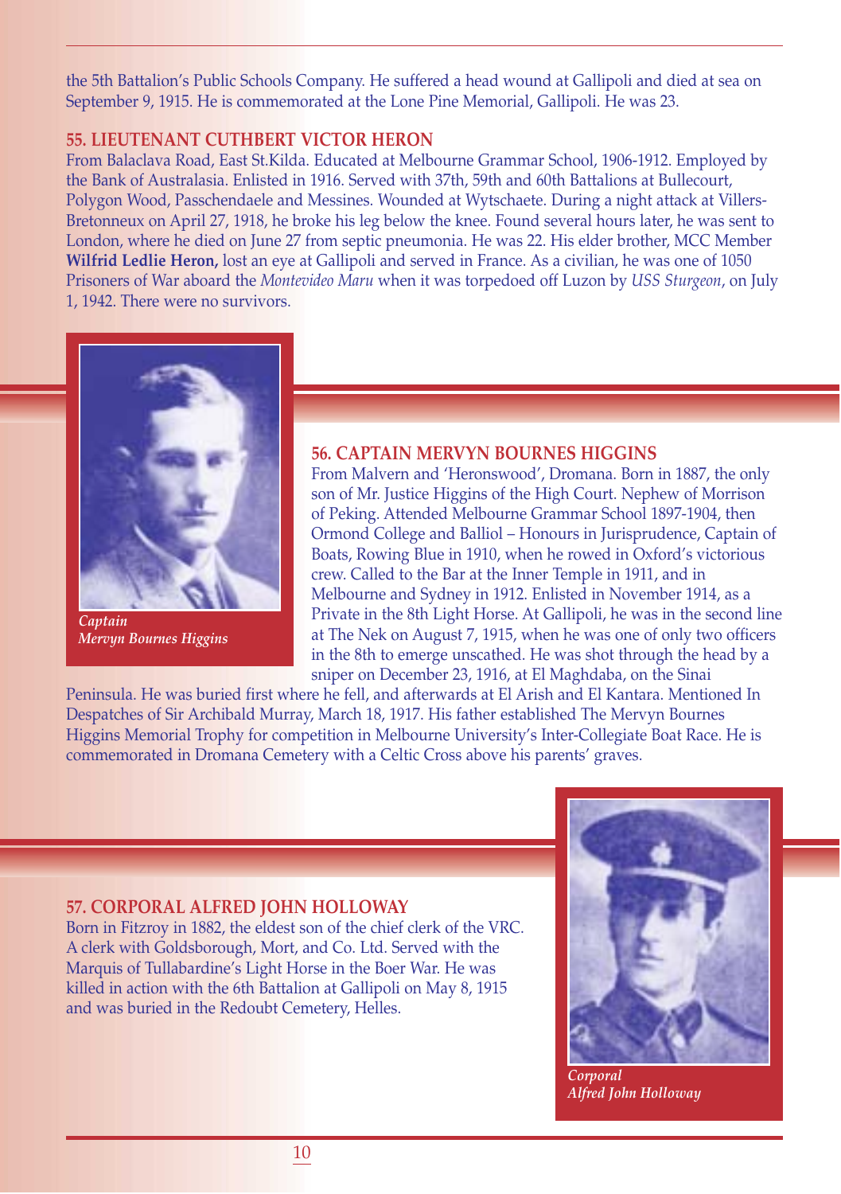the 5th Battalion's Public Schools Company. He suffered a head wound at Gallipoli and died at sea on September 9, 1915. He is commemorated at the Lone Pine Memorial, Gallipoli. He was 23.

### 55. LIEUTENANT CUTHBERT VICTOR HERON

From Balaclava Road, East St.Kilda. Educated at Melbourne Grammar School, 1906-1912. Employed by the Bank of Australasia. Enlisted in 1916. Served with 37th, 59th and 60th Battalions at Bullecourt, Polygon Wood, Passchendaele and Messines. Wounded at Wytschaete. During a night attack at Villers-Bretonneux on April 27, 1918, he broke his leg below the knee. Found several hours later, he was sent to London, where he died on June 27 from septic pneumonia. He was 22. His elder brother, MCC Member **Wilfrid Ledlie Heron,** lost an eye at Gallipoli and served in France. As a civilian, he was one of 1050 Prisoners of War aboard the *Montevideo Maru* when it was torpedoed off Luzon by *USS Sturgeon*, on July 1, 1942. There were no survivors.

*Captain Mervyn Bournes Higgins*

### 56. CAPTAIN MERVYN BOURNES HIGGINS

From Malvern and 'Heronswood', Dromana. Born in 1887, the only son of Mr. Justice Higgins of the High Court. Nephew of Morrison of Peking. Attended Melbourne Grammar School 1897-1904, then Ormond College and Balliol – Honours in Jurisprudence, Captain of Boats, Rowing Blue in 1910, when he rowed in Oxford's victorious crew. Called to the Bar at the Inner Temple in 1911, and in Melbourne and Sydney in 1912. Enlisted in November 1914, as a Private in the 8th Light Horse. At Gallipoli, he was in the second line at The Nek on August 7, 1915, when he was one of only two officers in the 8th to emerge unscathed. He was shot through the head by a sniper on December 23, 1916, at El Maghdaba, on the Sinai Peninsula. He was buried first where he fell, and afterwards at El Arish and El Kantara. Mentioned In Despatches of Sir Archibald Murray, March 18, 1917. His father established The Mervyn Bournes Higgins Memorial Trophy for competition in Melbourne University's Inter-Collegiate Boat Race. He is commemorated in Dromana Cemetery with a Celtic Cross above his parents' graves.

### 57. CORPORAL ALFRED JOHN HOLLOWAY

Born in Fitzroy in 1882, the eldest son of the chief clerk of the VRC. A clerk with Goldsborough, Mort, and Co. Ltd. Served with the Marquis of Tullabardine's Light Horse in the Boer War. He was killed in action with the 6th Battalion at Gallipoli on May 8, 1915 and was buried in the Redoubt Cemetery, Helles.

*Corporal Alfred John Holloway*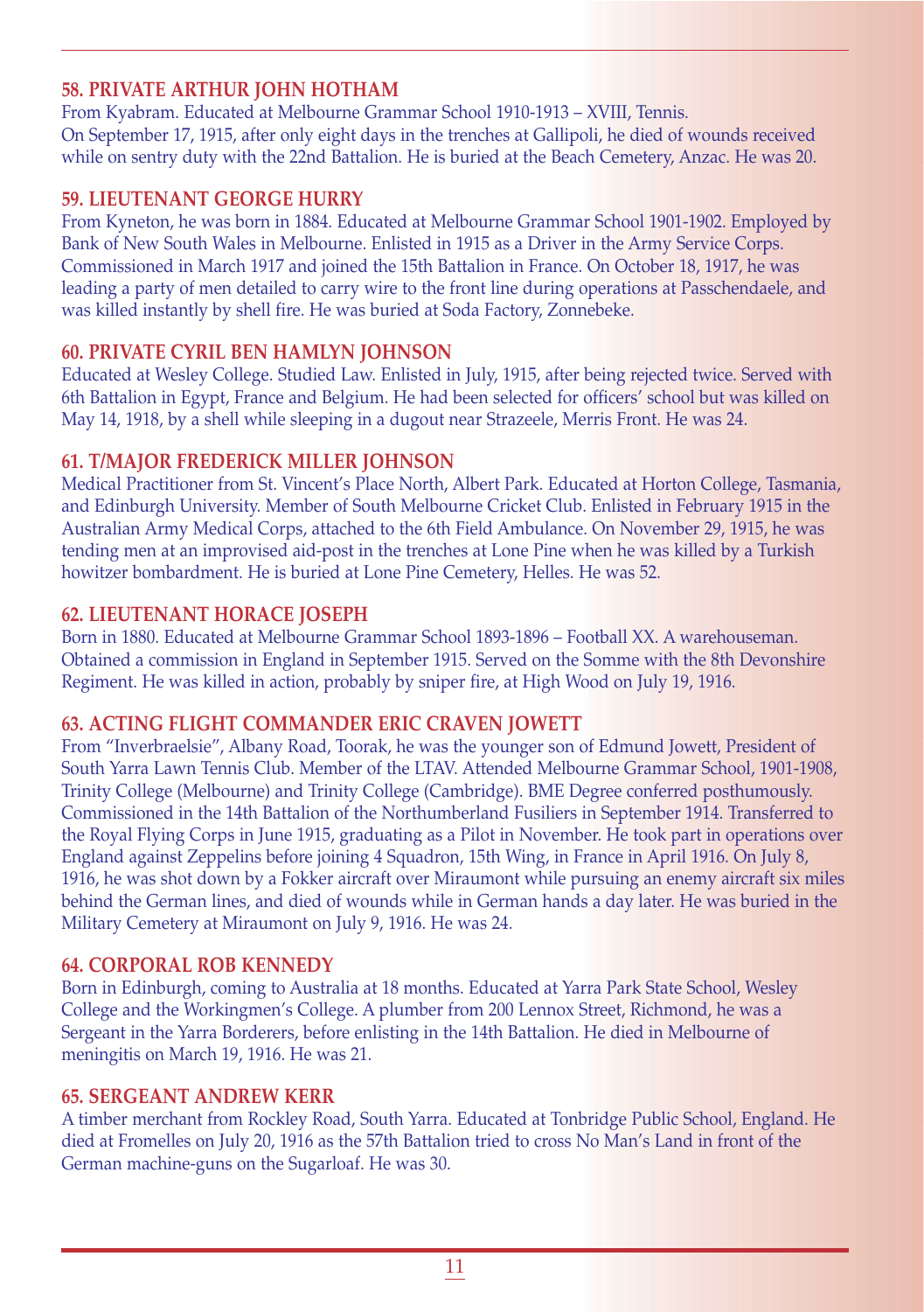### 58. PRIVATE ARTHUR JOHN HOTHAM

From Kyabram. Educated at Melbourne Grammar School 1910-1913 – XVIII, Tennis.
On September 17, 1915, after only eight days in the trenches at Gallipoli, he died of wounds received while on sentry duty with the 22nd Battalion. He is buried at the Beach Cemetery, Anzac. He was 20.

### 59. LIEUTENANT GEORGE HURRY

From Kyneton, he was born in 1884. Educated at Melbourne Grammar School 1901-1902. Employed by Bank of New South Wales in Melbourne. Enlisted in 1915 as a Driver in the Army Service Corps. Commissioned in March 1917 and joined the 15th Battalion in France. On October 18, 1917, he was leading a party of men detailed to carry wire to the front line during operations at Passchendaele, and was killed instantly by shell fire. He was buried at Soda Factory, Zonnebeke.

### 60. PRIVATE CYRIL BEN HAMLYN JOHNSON

Educated at Wesley College. Studied Law. Enlisted in July, 1915, after being rejected twice. Served with 6th Battalion in Egypt, France and Belgium. He had been selected for officers' school but was killed on May 14, 1918, by a shell while sleeping in a dugout near Strazeele, Merris Front. He was 24.

### 61. T/MAJOR FREDERICK MILLER JOHNSON

Medical Practitioner from St. Vincent's Place North, Albert Park. Educated at Horton College, Tasmania, and Edinburgh University. Member of South Melbourne Cricket Club. Enlisted in February 1915 in the Australian Army Medical Corps, attached to the 6th Field Ambulance. On November 29, 1915, he was tending men at an improvised aid-post in the trenches at Lone Pine when he was killed by a Turkish howitzer bombardment. He is buried at Lone Pine Cemetery, Helles. He was 52.

### 62. LIEUTENANT HORACE JOSEPH

Born in 1880. Educated at Melbourne Grammar School 1893-1896 – Football XX. A warehouseman. Obtained a commission in England in September 1915. Served on the Somme with the 8th Devonshire Regiment. He was killed in action, probably by sniper fire, at High Wood on July 19, 1916.

### 63. ACTING FLIGHT COMMANDER ERIC CRAVEN JOWETT

From "Inverbraelsie", Albany Road, Toorak, he was the younger son of Edmund Jowett, President of South Yarra Lawn Tennis Club. Member of the LTAV. Attended Melbourne Grammar School, 1901-1908, Trinity College (Melbourne) and Trinity College (Cambridge). BME Degree conferred posthumously. Commissioned in the 14th Battalion of the Northumberland Fusiliers in September 1914. Transferred to the Royal Flying Corps in June 1915, graduating as a Pilot in November. He took part in operations over England against Zeppelins before joining 4 Squadron, 15th Wing, in France in April 1916. On July 8, 1916, he was shot down by a Fokker aircraft over Miraumont while pursuing an enemy aircraft six miles behind the German lines, and died of wounds while in German hands a day later. He was buried in the Military Cemetery at Miraumont on July 9, 1916. He was 24.

### 64. CORPORAL ROB KENNEDY

Born in Edinburgh, coming to Australia at 18 months. Educated at Yarra Park State School, Wesley College and the Workingmen's College. A plumber from 200 Lennox Street, Richmond, he was a Sergeant in the Yarra Borderers, before enlisting in the 14th Battalion. He died in Melbourne of meningitis on March 19, 1916. He was 21.

### 65. SERGEANT ANDREW KERR

A timber merchant from Rockley Road, South Yarra. Educated at Tonbridge Public School, England. He died at Fromelles on July 20, 1916 as the 57th Battalion tried to cross No Man's Land in front of the German machine-guns on the Sugarloaf. He was 30.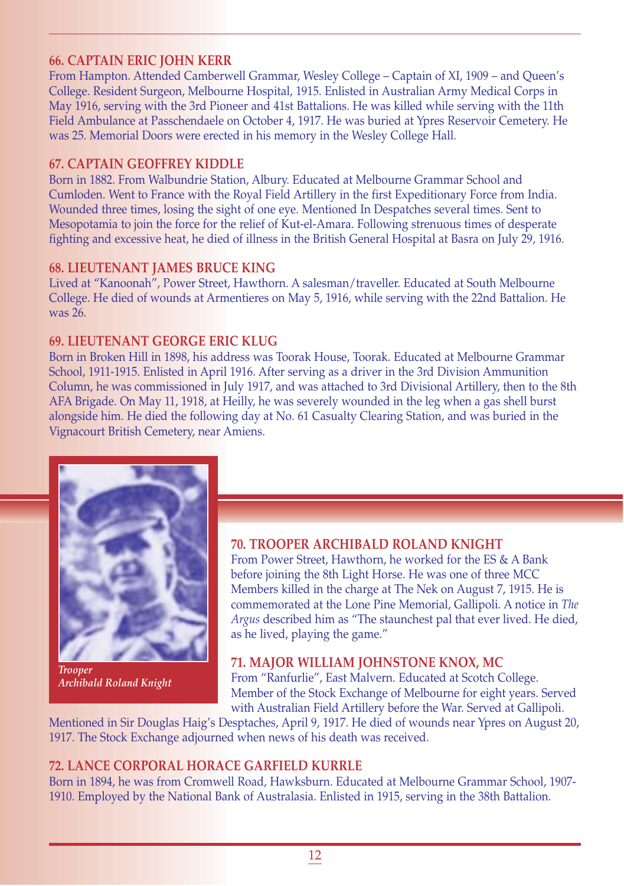### 66. CAPTAIN ERIC JOHN KERR

From Hampton. Attended Camberwell Grammar, Wesley College – Captain of XI, 1909 – and Queen's College. Resident Surgeon, Melbourne Hospital, 1915. Enlisted in Australian Army Medical Corps in May 1916, serving with the 3rd Pioneer and 41st Battalions. He was killed while serving with the 11th Field Ambulance at Passchendaele on October 4, 1917. He was buried at Ypres Reservoir Cemetery. He was 25. Memorial Doors were erected in his memory in the Wesley College Hall.

### 67. CAPTAIN GEOFFREY KIDDLE

Born in 1882. From Walbundrie Station, Albury. Educated at Melbourne Grammar School and Cumloden. Went to France with the Royal Field Artillery in the first Expeditionary Force from India. Wounded three times, losing the sight of one eye. Mentioned In Despatches several times. Sent to Mesopotamia to join the force for the relief of Kut-el-Amara. Following strenuous times of desperate fighting and excessive heat, he died of illness in the British General Hospital at Basra on July 29, 1916.

### 68. LIEUTENANT JAMES BRUCE KING

Lived at "Kanoonah", Power Street, Hawthorn. A salesman/traveller. Educated at South Melbourne College. He died of wounds at Armentieres on May 5, 1916, while serving with the 22nd Battalion. He was 26.

### 69. LIEUTENANT GEORGE ERIC KLUG

Born in Broken Hill in 1898, his address was Toorak House, Toorak. Educated at Melbourne Grammar School, 1911-1915. Enlisted in April 1916. After serving as a driver in the 3rd Division Ammunition Column, he was commissioned in July 1917, and was attached to 3rd Divisional Artillery, then to the 8th AFA Brigade. On May 11, 1918, at Heilly, he was severely wounded in the leg when a gas shell burst alongside him. He died the following day at No. 61 Casualty Clearing Station, and was buried in the Vignacourt British Cemetery, near Amiens.

*Trooper Archibald Roland Knight*

### 70. TROOPER ARCHIBALD ROLAND KNIGHT

From Power Street, Hawthorn, he worked for the ES & A Bank before joining the 8th Light Horse. He was one of three MCC Members killed in the charge at The Nek on August 7, 1915. He is commemorated at the Lone Pine Memorial, Gallipoli. A notice in *The Argus* described him as "The staunchest pal that ever lived. He died, as he lived, playing the game."

### 71. MAJOR WILLIAM JOHNSTONE KNOX, MC

From "Ranfurlie", East Malvern. Educated at Scotch College. Member of the Stock Exchange of Melbourne for eight years. Served with Australian Field Artillery before the War. Served at Gallipoli. Mentioned in Sir Douglas Haig's Desptaches, April 9, 1917. He died of wounds near Ypres on August 20, 1917. The Stock Exchange adjourned when news of his death was received.

### 72. LANCE CORPORAL HORACE GARFIELD KURRLE

Born in 1894, he was from Cromwell Road, Hawksburn. Educated at Melbourne Grammar School, 1907-1910. Employed by the National Bank of Australasia. Enlisted in 1915, serving in the 38th Battalion.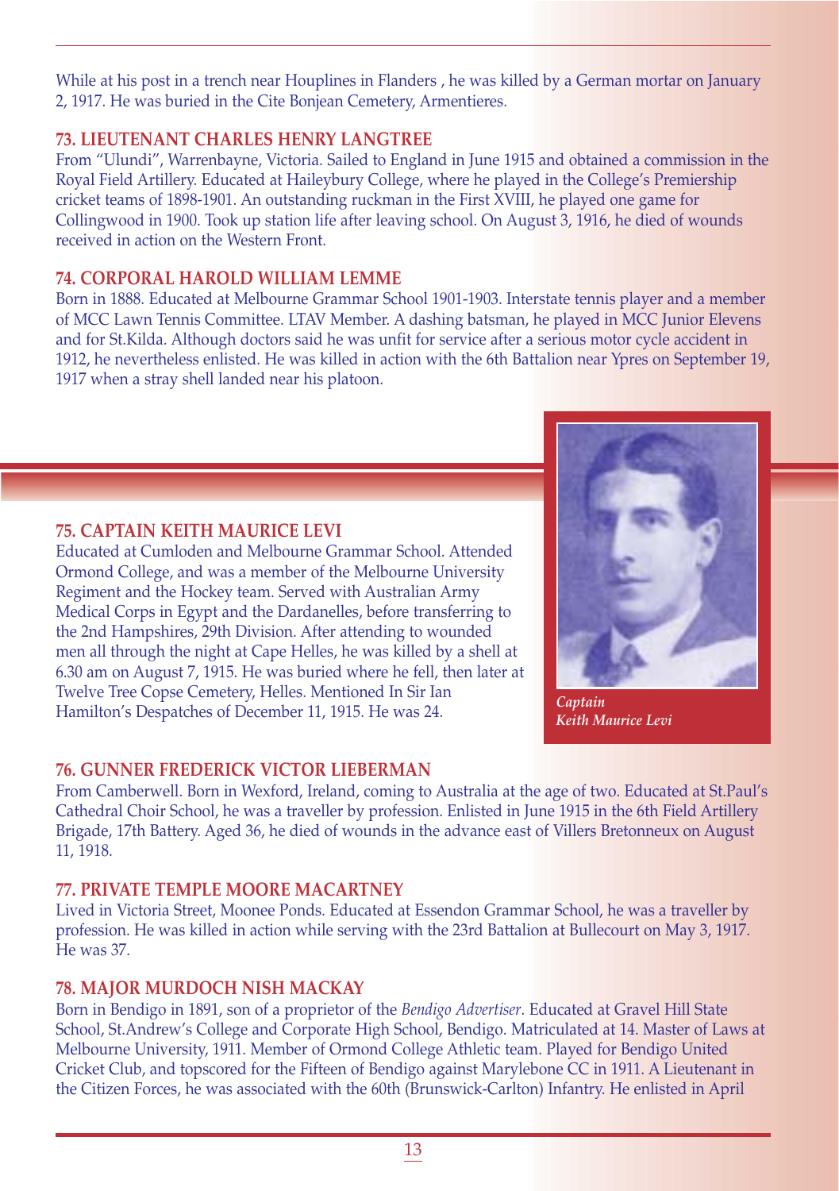While at his post in a trench near Houplines in Flanders , he was killed by a German mortar on January 2, 1917. He was buried in the Cite Bonjean Cemetery, Armentieres.

### 73. LIEUTENANT CHARLES HENRY LANGTREE

From "Ulundi", Warrenbayne, Victoria. Sailed to England in June 1915 and obtained a commission in the Royal Field Artillery. Educated at Haileybury College, where he played in the College's Premiership cricket teams of 1898-1901. An outstanding ruckman in the First XVIII, he played one game for Collingwood in 1900. Took up station life after leaving school. On August 3, 1916, he died of wounds received in action on the Western Front.

### 74. CORPORAL HAROLD WILLIAM LEMME

Born in 1888. Educated at Melbourne Grammar School 1901-1903. Interstate tennis player and a member of MCC Lawn Tennis Committee. LTAV Member. A dashing batsman, he played in MCC Junior Elevens and for St.Kilda. Although doctors said he was unfit for service after a serious motor cycle accident in 1912, he nevertheless enlisted. He was killed in action with the 6th Battalion near Ypres on September 19, 1917 when a stray shell landed near his platoon.

### 75. CAPTAIN KEITH MAURICE LEVI

Educated at Cumloden and Melbourne Grammar School. Attended Ormond College, and was a member of the Melbourne University Regiment and the Hockey team. Served with Australian Army Medical Corps in Egypt and the Dardanelles, before transferring to the 2nd Hampshires, 29th Division. After attending to wounded men all through the night at Cape Helles, he was killed by a shell at 6.30 am on August 7, 1915. He was buried where he fell, then later at Twelve Tree Copse Cemetery, Helles. Mentioned In Sir Ian Hamilton's Despatches of December 11, 1915. He was 24.

*Captain Keith Maurice Levi*

### 76. GUNNER FREDERICK VICTOR LIEBERMAN

From Camberwell. Born in Wexford, Ireland, coming to Australia at the age of two. Educated at St.Paul's Cathedral Choir School, he was a traveller by profession. Enlisted in June 1915 in the 6th Field Artillery Brigade, 17th Battery. Aged 36, he died of wounds in the advance east of Villers Bretonneux on August 11, 1918.

### 77. PRIVATE TEMPLE MOORE MACARTNEY

Lived in Victoria Street, Moonee Ponds. Educated at Essendon Grammar School, he was a traveller by profession. He was killed in action while serving with the 23rd Battalion at Bullecourt on May 3, 1917. He was 37.

### 78. MAJOR MURDOCH NISH MACKAY

Born in Bendigo in 1891, son of a proprietor of the *Bendigo Advertiser*. Educated at Gravel Hill State School, St.Andrew's College and Corporate High School, Bendigo. Matriculated at 14. Master of Laws at Melbourne University, 1911. Member of Ormond College Athletic team. Played for Bendigo United Cricket Club, and topscored for the Fifteen of Bendigo against Marylebone CC in 1911. A Lieutenant in the Citizen Forces, he was associated with the 60th (Brunswick-Carlton) Infantry. He enlisted in April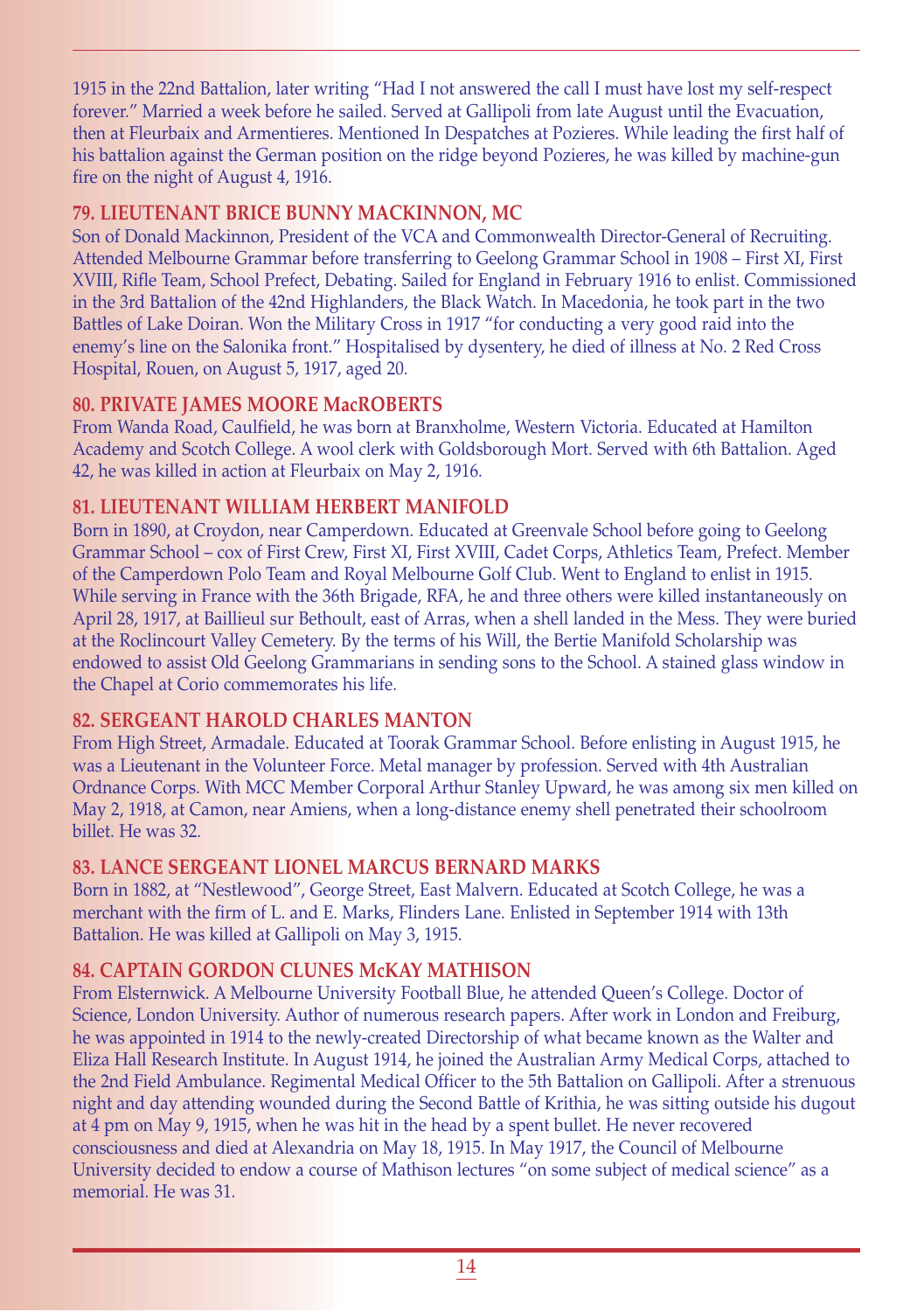1915 in the 22nd Battalion, later writing "Had I not answered the call I must have lost my self-respect forever." Married a week before he sailed. Served at Gallipoli from late August until the Evacuation, then at Fleurbaix and Armentieres. Mentioned In Despatches at Pozieres. While leading the first half of his battalion against the German position on the ridge beyond Pozieres, he was killed by machine-gun fire on the night of August 4, 1916.

### 79. LIEUTENANT BRICE BUNNY MACKINNON, MC

Son of Donald Mackinnon, President of the VCA and Commonwealth Director-General of Recruiting. Attended Melbourne Grammar before transferring to Geelong Grammar School in 1908 – First XI, First XVIII, Rifle Team, School Prefect, Debating. Sailed for England in February 1916 to enlist. Commissioned in the 3rd Battalion of the 42nd Highlanders, the Black Watch. In Macedonia, he took part in the two Battles of Lake Doiran. Won the Military Cross in 1917 "for conducting a very good raid into the enemy's line on the Salonika front." Hospitalised by dysentery, he died of illness at No. 2 Red Cross Hospital, Rouen, on August 5, 1917, aged 20.

### 80. PRIVATE JAMES MOORE MacROBERTS

From Wanda Road, Caulfield, he was born at Branxholme, Western Victoria. Educated at Hamilton Academy and Scotch College. A wool clerk with Goldsborough Mort. Served with 6th Battalion. Aged 42, he was killed in action at Fleurbaix on May 2, 1916.

### 81. LIEUTENANT WILLIAM HERBERT MANIFOLD

Born in 1890, at Croydon, near Camperdown. Educated at Greenvale School before going to Geelong Grammar School – cox of First Crew, First XI, First XVIII, Cadet Corps, Athletics Team, Prefect. Member of the Camperdown Polo Team and Royal Melbourne Golf Club. Went to England to enlist in 1915. While serving in France with the 36th Brigade, RFA, he and three others were killed instantaneously on April 28, 1917, at Baillieul sur Bethoult, east of Arras, when a shell landed in the Mess. They were buried at the Roclincourt Valley Cemetery. By the terms of his Will, the Bertie Manifold Scholarship was endowed to assist Old Geelong Grammarians in sending sons to the School. A stained glass window in the Chapel at Corio commemorates his life.

### 82. SERGEANT HAROLD CHARLES MANTON

From High Street, Armadale. Educated at Toorak Grammar School. Before enlisting in August 1915, he was a Lieutenant in the Volunteer Force. Metal manager by profession. Served with 4th Australian Ordnance Corps. With MCC Member Corporal Arthur Stanley Upward, he was among six men killed on May 2, 1918, at Camon, near Amiens, when a long-distance enemy shell penetrated their schoolroom billet. He was 32.

### 83. LANCE SERGEANT LIONEL MARCUS BERNARD MARKS

Born in 1882, at "Nestlewood", George Street, East Malvern. Educated at Scotch College, he was a merchant with the firm of L. and E. Marks, Flinders Lane. Enlisted in September 1914 with 13th Battalion. He was killed at Gallipoli on May 3, 1915.

### 84. CAPTAIN GORDON CLUNES McKAY MATHISON

From Elsternwick. A Melbourne University Football Blue, he attended Queen's College. Doctor of Science, London University. Author of numerous research papers. After work in London and Freiburg, he was appointed in 1914 to the newly-created Directorship of what became known as the Walter and Eliza Hall Research Institute. In August 1914, he joined the Australian Army Medical Corps, attached to the 2nd Field Ambulance. Regimental Medical Officer to the 5th Battalion on Gallipoli. After a strenuous night and day attending wounded during the Second Battle of Krithia, he was sitting outside his dugout at 4 pm on May 9, 1915, when he was hit in the head by a spent bullet. He never recovered consciousness and died at Alexandria on May 18, 1915. In May 1917, the Council of Melbourne University decided to endow a course of Mathison lectures "on some subject of medical science" as a memorial. He was 31.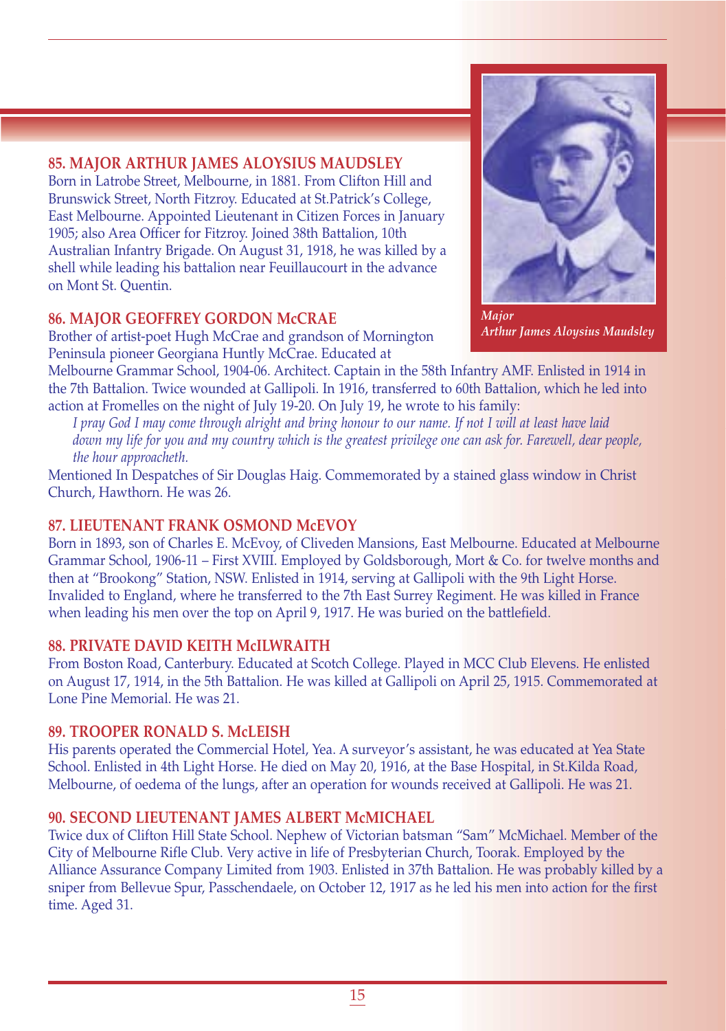### 85. MAJOR ARTHUR JAMES ALOYSIUS MAUDSLEY

Born in Latrobe Street, Melbourne, in 1881. From Clifton Hill and Brunswick Street, North Fitzroy. Educated at St.Patrick's College, East Melbourne. Appointed Lieutenant in Citizen Forces in January 1905; also Area Officer for Fitzroy. Joined 38th Battalion, 10th Australian Infantry Brigade. On August 31, 1918, he was killed by a shell while leading his battalion near Feuillaucourt in the advance on Mont St. Quentin.

*Major Arthur James Aloysius Maudsley*

### 86. MAJOR GEOFFREY GORDON McCRAE

Brother of artist-poet Hugh McCrae and grandson of Mornington Peninsula pioneer Georgiana Huntly McCrae. Educated at Melbourne Grammar School, 1904-06. Architect. Captain in the 58th Infantry AMF. Enlisted in 1914 in the 7th Battalion. Twice wounded at Gallipoli. In 1916, transferred to 60th Battalion, which he led into action at Fromelles on the night of July 19-20. On July 19, he wrote to his family:

> *I pray God I may come through alright and bring honour to our name. If not I will at least have laid down my life for you and my country which is the greatest privilege one can ask for. Farewell, dear people, the hour approacheth.*

Mentioned In Despatches of Sir Douglas Haig. Commemorated by a stained glass window in Christ Church, Hawthorn. He was 26.

### 87. LIEUTENANT FRANK OSMOND McEVOY

Born in 1893, son of Charles E. McEvoy, of Cliveden Mansions, East Melbourne. Educated at Melbourne Grammar School, 1906-11 – First XVIII. Employed by Goldsborough, Mort & Co. for twelve months and then at "Brookong" Station, NSW. Enlisted in 1914, serving at Gallipoli with the 9th Light Horse. Invalided to England, where he transferred to the 7th East Surrey Regiment. He was killed in France when leading his men over the top on April 9, 1917. He was buried on the battlefield.

### 88. PRIVATE DAVID KEITH McILWRAITH

From Boston Road, Canterbury. Educated at Scotch College. Played in MCC Club Elevens. He enlisted on August 17, 1914, in the 5th Battalion. He was killed at Gallipoli on April 25, 1915. Commemorated at Lone Pine Memorial. He was 21.

### 89. TROOPER RONALD S. McLEISH

His parents operated the Commercial Hotel, Yea. A surveyor's assistant, he was educated at Yea State School. Enlisted in 4th Light Horse. He died on May 20, 1916, at the Base Hospital, in St.Kilda Road, Melbourne, of oedema of the lungs, after an operation for wounds received at Gallipoli. He was 21.

### 90. SECOND LIEUTENANT JAMES ALBERT McMICHAEL

Twice dux of Clifton Hill State School. Nephew of Victorian batsman "Sam" McMichael. Member of the City of Melbourne Rifle Club. Very active in life of Presbyterian Church, Toorak. Employed by the Alliance Assurance Company Limited from 1903. Enlisted in 37th Battalion. He was probably killed by a sniper from Bellevue Spur, Passchendaele, on October 12, 1917 as he led his men into action for the first time. Aged 31.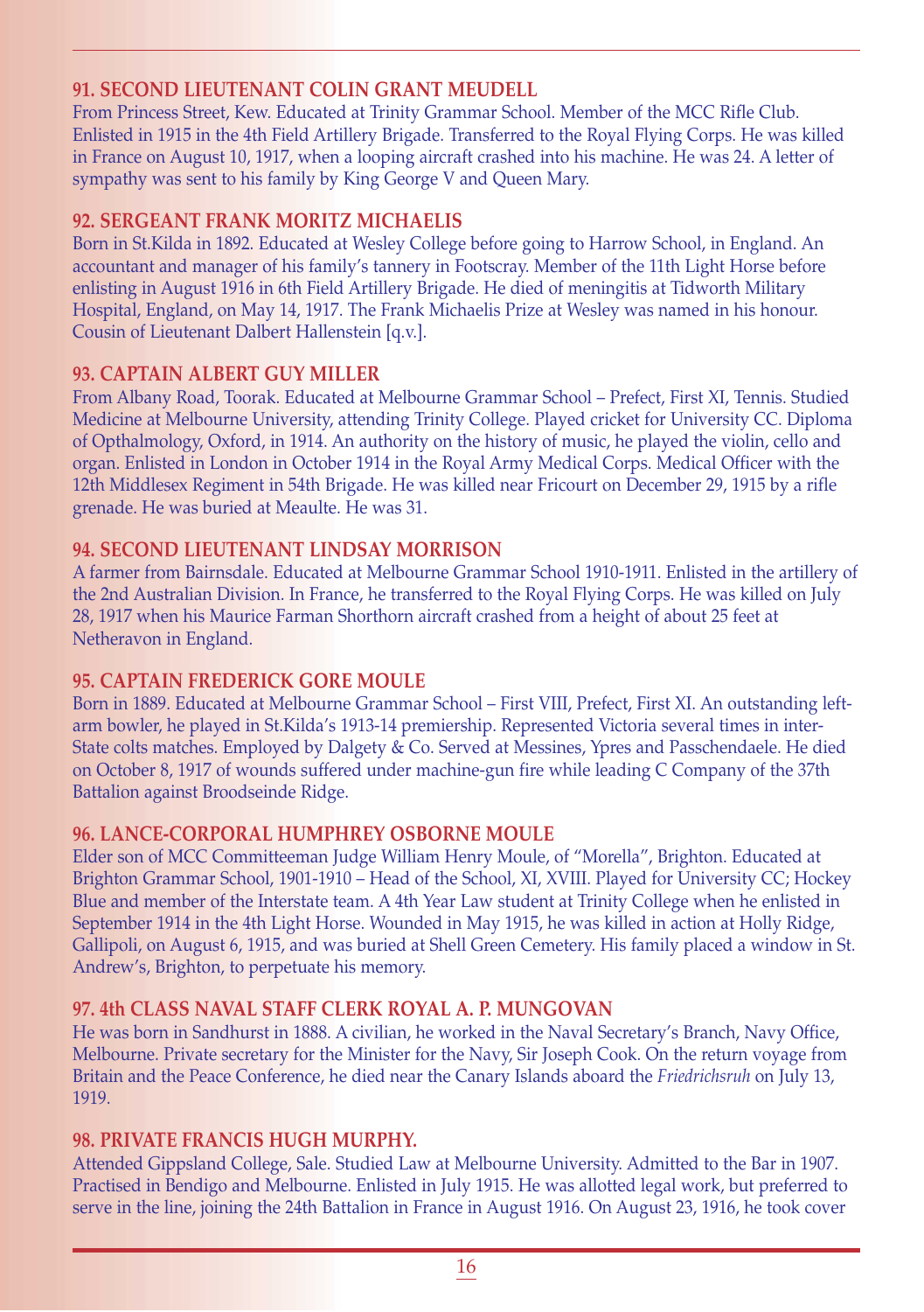### 91. SECOND LIEUTENANT COLIN GRANT MEUDELL

From Princess Street, Kew. Educated at Trinity Grammar School. Member of the MCC Rifle Club. Enlisted in 1915 in the 4th Field Artillery Brigade. Transferred to the Royal Flying Corps. He was killed in France on August 10, 1917, when a looping aircraft crashed into his machine. He was 24. A letter of sympathy was sent to his family by King George V and Queen Mary.

### 92. SERGEANT FRANK MORITZ MICHAELIS

Born in St.Kilda in 1892. Educated at Wesley College before going to Harrow School, in England. An accountant and manager of his family's tannery in Footscray. Member of the 11th Light Horse before enlisting in August 1916 in 6th Field Artillery Brigade. He died of meningitis at Tidworth Military Hospital, England, on May 14, 1917. The Frank Michaelis Prize at Wesley was named in his honour. Cousin of Lieutenant Dalbert Hallenstein [q.v.].

### 93. CAPTAIN ALBERT GUY MILLER

From Albany Road, Toorak. Educated at Melbourne Grammar School – Prefect, First XI, Tennis. Studied Medicine at Melbourne University, attending Trinity College. Played cricket for University CC. Diploma of Opthalmology, Oxford, in 1914. An authority on the history of music, he played the violin, cello and organ. Enlisted in London in October 1914 in the Royal Army Medical Corps. Medical Officer with the 12th Middlesex Regiment in 54th Brigade. He was killed near Fricourt on December 29, 1915 by a rifle grenade. He was buried at Meaulte. He was 31.

### 94. SECOND LIEUTENANT LINDSAY MORRISON

A farmer from Bairnsdale. Educated at Melbourne Grammar School 1910-1911. Enlisted in the artillery of the 2nd Australian Division. In France, he transferred to the Royal Flying Corps. He was killed on July 28, 1917 when his Maurice Farman Shorthorn aircraft crashed from a height of about 25 feet at Netheravon in England.

### 95. CAPTAIN FREDERICK GORE MOULE

Born in 1889. Educated at Melbourne Grammar School – First VIII, Prefect, First XI. An outstanding left-arm bowler, he played in St.Kilda's 1913-14 premiership. Represented Victoria several times in inter-State colts matches. Employed by Dalgety & Co. Served at Messines, Ypres and Passchendaele. He died on October 8, 1917 of wounds suffered under machine-gun fire while leading C Company of the 37th Battalion against Broodseinde Ridge.

### 96. LANCE-CORPORAL HUMPHREY OSBORNE MOULE

Elder son of MCC Committeeman Judge William Henry Moule, of "Morella", Brighton. Educated at Brighton Grammar School, 1901-1910 – Head of the School, XI, XVIII. Played for University CC; Hockey Blue and member of the Interstate team. A 4th Year Law student at Trinity College when he enlisted in September 1914 in the 4th Light Horse. Wounded in May 1915, he was killed in action at Holly Ridge, Gallipoli, on August 6, 1915, and was buried at Shell Green Cemetery. His family placed a window in St. Andrew's, Brighton, to perpetuate his memory.

### 97. 4th CLASS NAVAL STAFF CLERK ROYAL A. P. MUNGOVAN

He was born in Sandhurst in 1888. A civilian, he worked in the Naval Secretary's Branch, Navy Office, Melbourne. Private secretary for the Minister for the Navy, Sir Joseph Cook. On the return voyage from Britain and the Peace Conference, he died near the Canary Islands aboard the *Friedrichsruh* on July 13, 1919.

### 98. PRIVATE FRANCIS HUGH MURPHY.

Attended Gippsland College, Sale. Studied Law at Melbourne University. Admitted to the Bar in 1907. Practised in Bendigo and Melbourne. Enlisted in July 1915. He was allotted legal work, but preferred to serve in the line, joining the 24th Battalion in France in August 1916. On August 23, 1916, he took cover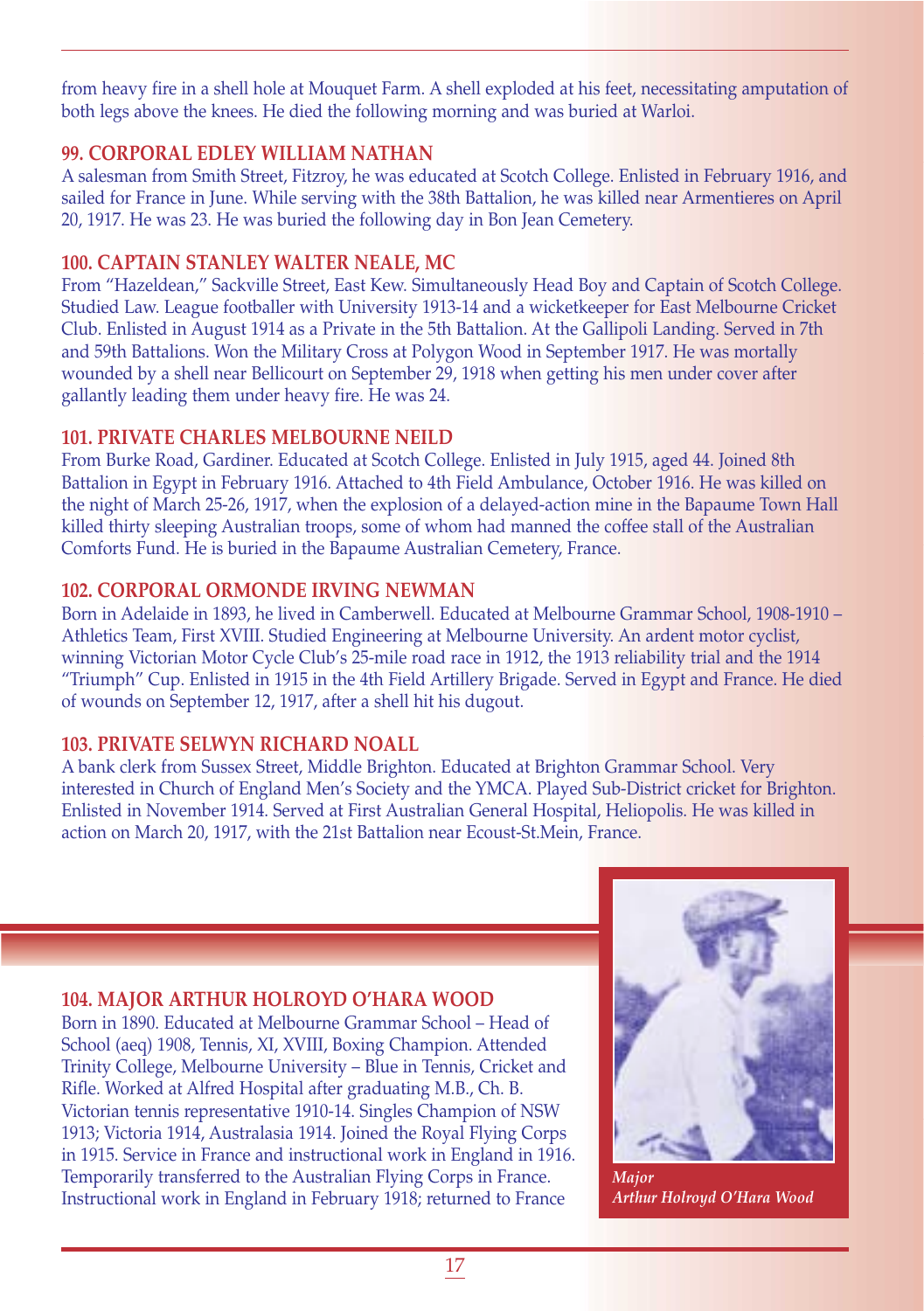from heavy fire in a shell hole at Mouquet Farm. A shell exploded at his feet, necessitating amputation of both legs above the knees. He died the following morning and was buried at Warloi.

### 99. CORPORAL EDLEY WILLIAM NATHAN

A salesman from Smith Street, Fitzroy, he was educated at Scotch College. Enlisted in February 1916, and sailed for France in June. While serving with the 38th Battalion, he was killed near Armentieres on April 20, 1917. He was 23. He was buried the following day in Bon Jean Cemetery.

### 100. CAPTAIN STANLEY WALTER NEALE, MC

From "Hazeldean," Sackville Street, East Kew. Simultaneously Head Boy and Captain of Scotch College. Studied Law. League footballer with University 1913-14 and a wicketkeeper for East Melbourne Cricket Club. Enlisted in August 1914 as a Private in the 5th Battalion. At the Gallipoli Landing. Served in 7th and 59th Battalions. Won the Military Cross at Polygon Wood in September 1917. He was mortally wounded by a shell near Bellicourt on September 29, 1918 when getting his men under cover after gallantly leading them under heavy fire. He was 24.

### 101. PRIVATE CHARLES MELBOURNE NEILD

From Burke Road, Gardiner. Educated at Scotch College. Enlisted in July 1915, aged 44. Joined 8th Battalion in Egypt in February 1916. Attached to 4th Field Ambulance, October 1916. He was killed on the night of March 25-26, 1917, when the explosion of a delayed-action mine in the Bapaume Town Hall killed thirty sleeping Australian troops, some of whom had manned the coffee stall of the Australian Comforts Fund. He is buried in the Bapaume Australian Cemetery, France.

### 102. CORPORAL ORMONDE IRVING NEWMAN

Born in Adelaide in 1893, he lived in Camberwell. Educated at Melbourne Grammar School, 1908-1910 – Athletics Team, First XVIII. Studied Engineering at Melbourne University. An ardent motor cyclist, winning Victorian Motor Cycle Club's 25-mile road race in 1912, the 1913 reliability trial and the 1914 "Triumph" Cup. Enlisted in 1915 in the 4th Field Artillery Brigade. Served in Egypt and France. He died of wounds on September 12, 1917, after a shell hit his dugout.

### 103. PRIVATE SELWYN RICHARD NOALL

A bank clerk from Sussex Street, Middle Brighton. Educated at Brighton Grammar School. Very interested in Church of England Men's Society and the YMCA. Played Sub-District cricket for Brighton. Enlisted in November 1914. Served at First Australian General Hospital, Heliopolis. He was killed in action on March 20, 1917, with the 21st Battalion near Ecoust-St.Mein, France.

### 104. MAJOR ARTHUR HOLROYD O'HARA WOOD

Born in 1890. Educated at Melbourne Grammar School – Head of School (aeq) 1908, Tennis, XI, XVIII, Boxing Champion. Attended Trinity College, Melbourne University – Blue in Tennis, Cricket and Rifle. Worked at Alfred Hospital after graduating M.B., Ch. B. Victorian tennis representative 1910-14. Singles Champion of NSW 1913; Victoria 1914, Australasia 1914. Joined the Royal Flying Corps in 1915. Service in France and instructional work in England in 1916. Temporarily transferred to the Australian Flying Corps in France. Instructional work in England in February 1918; returned to France

*Major Arthur Holroyd O'Hara Wood*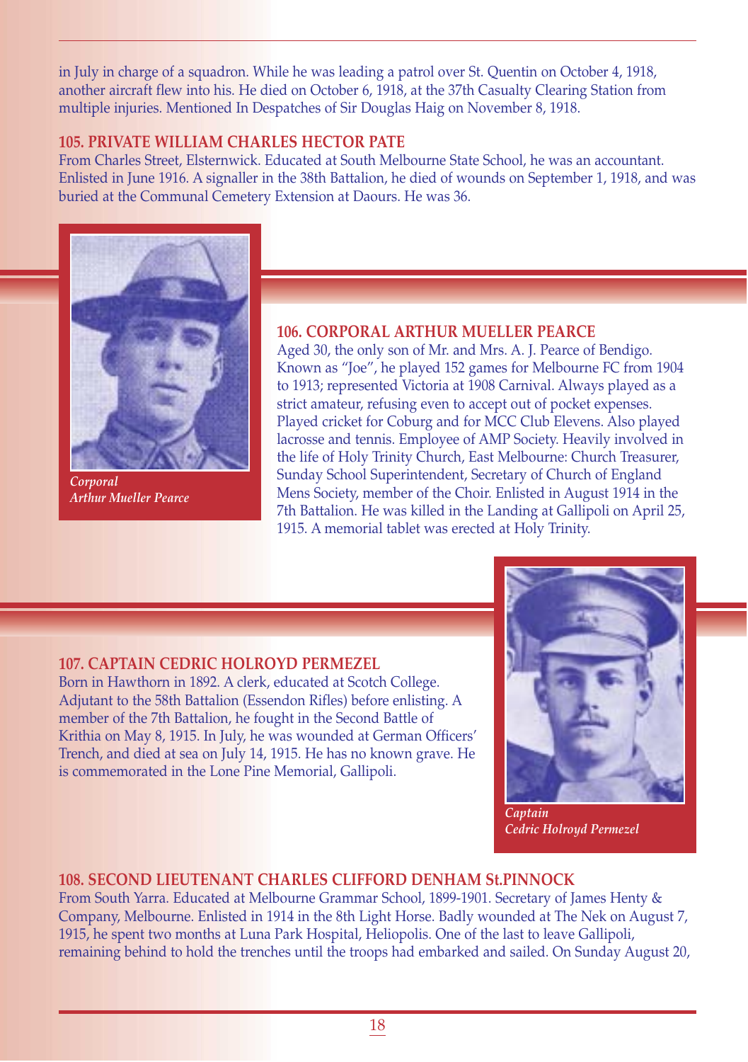in July in charge of a squadron. While he was leading a patrol over St. Quentin on October 4, 1918, another aircraft flew into his. He died on October 6, 1918, at the 37th Casualty Clearing Station from multiple injuries. Mentioned In Despatches of Sir Douglas Haig on November 8, 1918.

### 105. PRIVATE WILLIAM CHARLES HECTOR PATE

From Charles Street, Elsternwick. Educated at South Melbourne State School, he was an accountant. Enlisted in June 1916. A signaller in the 38th Battalion, he died of wounds on September 1, 1918, and was buried at the Communal Cemetery Extension at Daours. He was 36.

*Corporal*
*Arthur Mueller Pearce*

### 106. CORPORAL ARTHUR MUELLER PEARCE

Aged 30, the only son of Mr. and Mrs. A. J. Pearce of Bendigo. Known as "Joe", he played 152 games for Melbourne FC from 1904 to 1913; represented Victoria at 1908 Carnival. Always played as a strict amateur, refusing even to accept out of pocket expenses. Played cricket for Coburg and for MCC Club Elevens. Also played lacrosse and tennis. Employee of AMP Society. Heavily involved in the life of Holy Trinity Church, East Melbourne: Church Treasurer, Sunday School Superintendent, Secretary of Church of England Mens Society, member of the Choir. Enlisted in August 1914 in the 7th Battalion. He was killed in the Landing at Gallipoli on April 25, 1915. A memorial tablet was erected at Holy Trinity.

### 107. CAPTAIN CEDRIC HOLROYD PERMEZEL

Born in Hawthorn in 1892. A clerk, educated at Scotch College. Adjutant to the 58th Battalion (Essendon Rifles) before enlisting. A member of the 7th Battalion, he fought in the Second Battle of Krithia on May 8, 1915. In July, he was wounded at German Officers' Trench, and died at sea on July 14, 1915. He has no known grave. He is commemorated in the Lone Pine Memorial, Gallipoli.

*Captain*
*Cedric Holroyd Permezel*

### 108. SECOND LIEUTENANT CHARLES CLIFFORD DENHAM St.PINNOCK

From South Yarra. Educated at Melbourne Grammar School, 1899-1901. Secretary of James Henty & Company, Melbourne. Enlisted in 1914 in the 8th Light Horse. Badly wounded at The Nek on August 7, 1915, he spent two months at Luna Park Hospital, Heliopolis. One of the last to leave Gallipoli, remaining behind to hold the trenches until the troops had embarked and sailed. On Sunday August 20,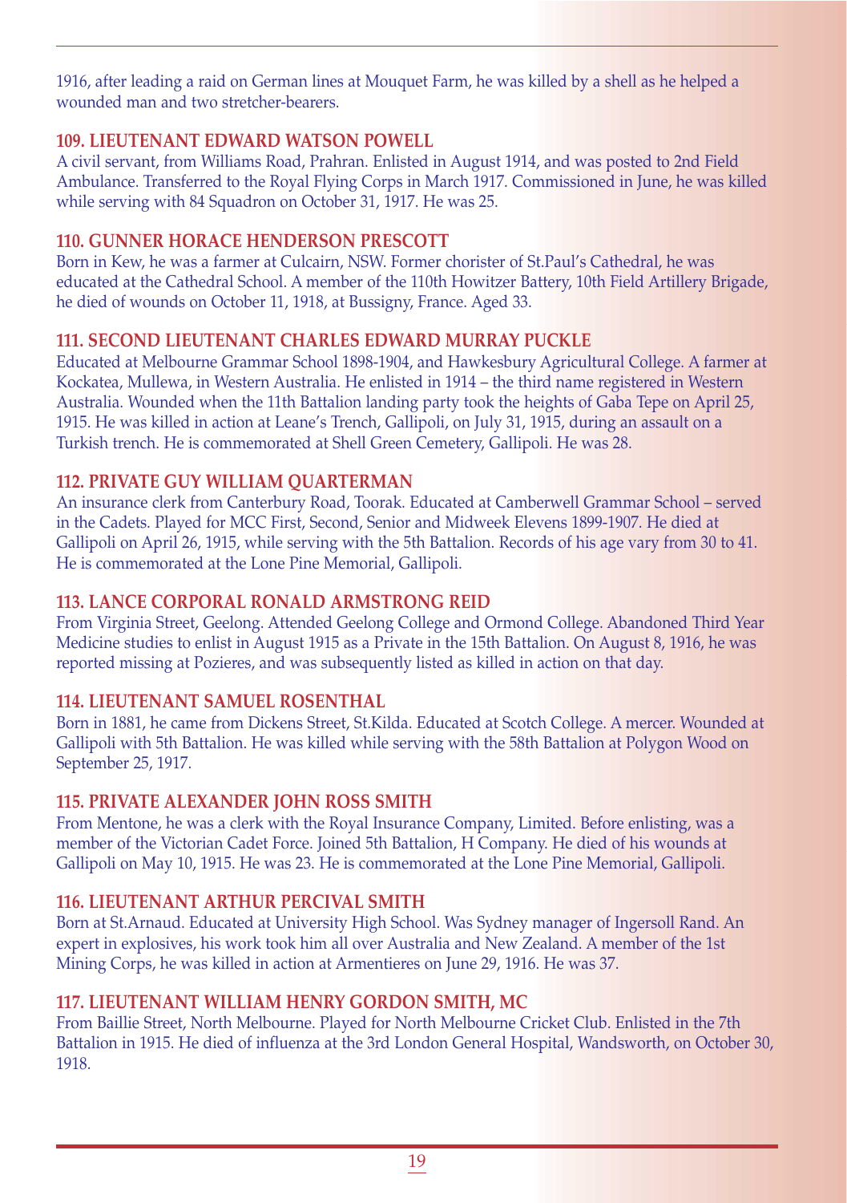1916, after leading a raid on German lines at Mouquet Farm, he was killed by a shell as he helped a wounded man and two stretcher-bearers.

### 109. LIEUTENANT EDWARD WATSON POWELL

A civil servant, from Williams Road, Prahran. Enlisted in August 1914, and was posted to 2nd Field Ambulance. Transferred to the Royal Flying Corps in March 1917. Commissioned in June, he was killed while serving with 84 Squadron on October 31, 1917. He was 25.

### 110. GUNNER HORACE HENDERSON PRESCOTT

Born in Kew, he was a farmer at Culcairn, NSW. Former chorister of St.Paul's Cathedral, he was educated at the Cathedral School. A member of the 110th Howitzer Battery, 10th Field Artillery Brigade, he died of wounds on October 11, 1918, at Bussigny, France. Aged 33.

### 111. SECOND LIEUTENANT CHARLES EDWARD MURRAY PUCKLE

Educated at Melbourne Grammar School 1898-1904, and Hawkesbury Agricultural College. A farmer at Kockatea, Mullewa, in Western Australia. He enlisted in 1914 – the third name registered in Western Australia. Wounded when the 11th Battalion landing party took the heights of Gaba Tepe on April 25, 1915. He was killed in action at Leane's Trench, Gallipoli, on July 31, 1915, during an assault on a Turkish trench. He is commemorated at Shell Green Cemetery, Gallipoli. He was 28.

### 112. PRIVATE GUY WILLIAM QUARTERMAN

An insurance clerk from Canterbury Road, Toorak. Educated at Camberwell Grammar School – served in the Cadets. Played for MCC First, Second, Senior and Midweek Elevens 1899-1907. He died at Gallipoli on April 26, 1915, while serving with the 5th Battalion. Records of his age vary from 30 to 41. He is commemorated at the Lone Pine Memorial, Gallipoli.

### 113. LANCE CORPORAL RONALD ARMSTRONG REID

From Virginia Street, Geelong. Attended Geelong College and Ormond College. Abandoned Third Year Medicine studies to enlist in August 1915 as a Private in the 15th Battalion. On August 8, 1916, he was reported missing at Pozieres, and was subsequently listed as killed in action on that day.

### 114. LIEUTENANT SAMUEL ROSENTHAL

Born in 1881, he came from Dickens Street, St.Kilda. Educated at Scotch College. A mercer. Wounded at Gallipoli with 5th Battalion. He was killed while serving with the 58th Battalion at Polygon Wood on September 25, 1917.

### 115. PRIVATE ALEXANDER JOHN ROSS SMITH

From Mentone, he was a clerk with the Royal Insurance Company, Limited. Before enlisting, was a member of the Victorian Cadet Force. Joined 5th Battalion, H Company. He died of his wounds at Gallipoli on May 10, 1915. He was 23. He is commemorated at the Lone Pine Memorial, Gallipoli.

### 116. LIEUTENANT ARTHUR PERCIVAL SMITH

Born at St.Arnaud. Educated at University High School. Was Sydney manager of Ingersoll Rand. An expert in explosives, his work took him all over Australia and New Zealand. A member of the 1st Mining Corps, he was killed in action at Armentieres on June 29, 1916. He was 37.

### 117. LIEUTENANT WILLIAM HENRY GORDON SMITH, MC

From Baillie Street, North Melbourne. Played for North Melbourne Cricket Club. Enlisted in the 7th Battalion in 1915. He died of influenza at the 3rd London General Hospital, Wandsworth, on October 30, 1918.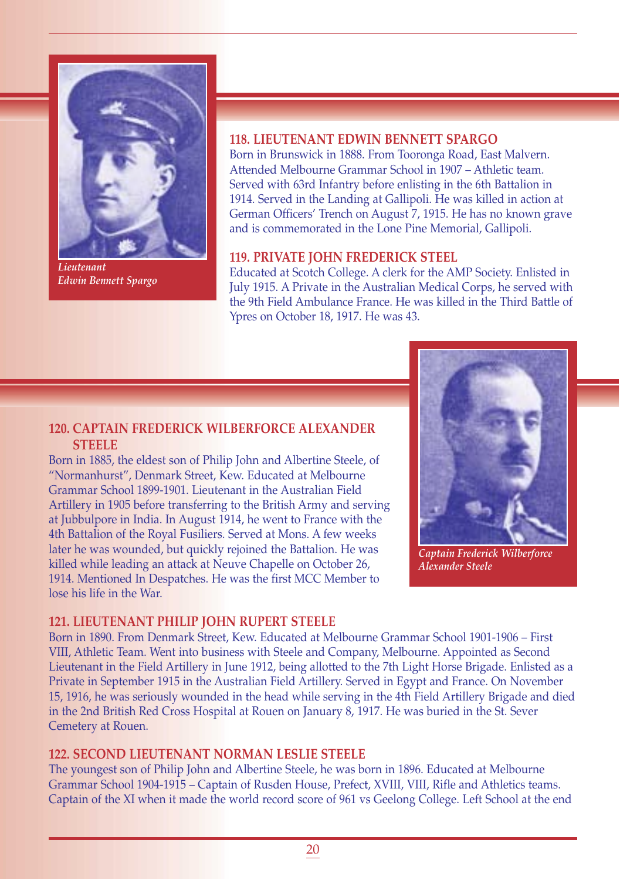*Lieutenant Edwin Bennett Spargo*

### 118. LIEUTENANT EDWIN BENNETT SPARGO

Born in Brunswick in 1888. From Tooronga Road, East Malvern. Attended Melbourne Grammar School in 1907 – Athletic team. Served with 63rd Infantry before enlisting in the 6th Battalion in 1914. Served in the Landing at Gallipoli. He was killed in action at German Officers' Trench on August 7, 1915. He has no known grave and is commemorated in the Lone Pine Memorial, Gallipoli.

### 119. PRIVATE JOHN FREDERICK STEEL

Educated at Scotch College. A clerk for the AMP Society. Enlisted in July 1915. A Private in the Australian Medical Corps, he served with the 9th Field Ambulance France. He was killed in the Third Battle of Ypres on October 18, 1917. He was 43.

### 120. CAPTAIN FREDERICK WILBERFORCE ALEXANDER STEELE

Born in 1885, the eldest son of Philip John and Albertine Steele, of "Normanhurst", Denmark Street, Kew. Educated at Melbourne Grammar School 1899-1901. Lieutenant in the Australian Field Artillery in 1905 before transferring to the British Army and serving at Jubbulpore in India. In August 1914, he went to France with the 4th Battalion of the Royal Fusiliers. Served at Mons. A few weeks later he was wounded, but quickly rejoined the Battalion. He was killed while leading an attack at Neuve Chapelle on October 26, 1914. Mentioned In Despatches. He was the first MCC Member to lose his life in the War.

*Captain Frederick Wilberforce Alexander Steele*

### 121. LIEUTENANT PHILIP JOHN RUPERT STEELE

Born in 1890. From Denmark Street, Kew. Educated at Melbourne Grammar School 1901-1906 – First VIII, Athletic Team. Went into business with Steele and Company, Melbourne. Appointed as Second Lieutenant in the Field Artillery in June 1912, being allotted to the 7th Light Horse Brigade. Enlisted as a Private in September 1915 in the Australian Field Artillery. Served in Egypt and France. On November 15, 1916, he was seriously wounded in the head while serving in the 4th Field Artillery Brigade and died in the 2nd British Red Cross Hospital at Rouen on January 8, 1917. He was buried in the St. Sever Cemetery at Rouen.

### 122. SECOND LIEUTENANT NORMAN LESLIE STEELE

The youngest son of Philip John and Albertine Steele, he was born in 1896. Educated at Melbourne Grammar School 1904-1915 – Captain of Rusden House, Prefect, XVIII, VIII, Rifle and Athletics teams. Captain of the XI when it made the world record score of 961 vs Geelong College. Left School at the end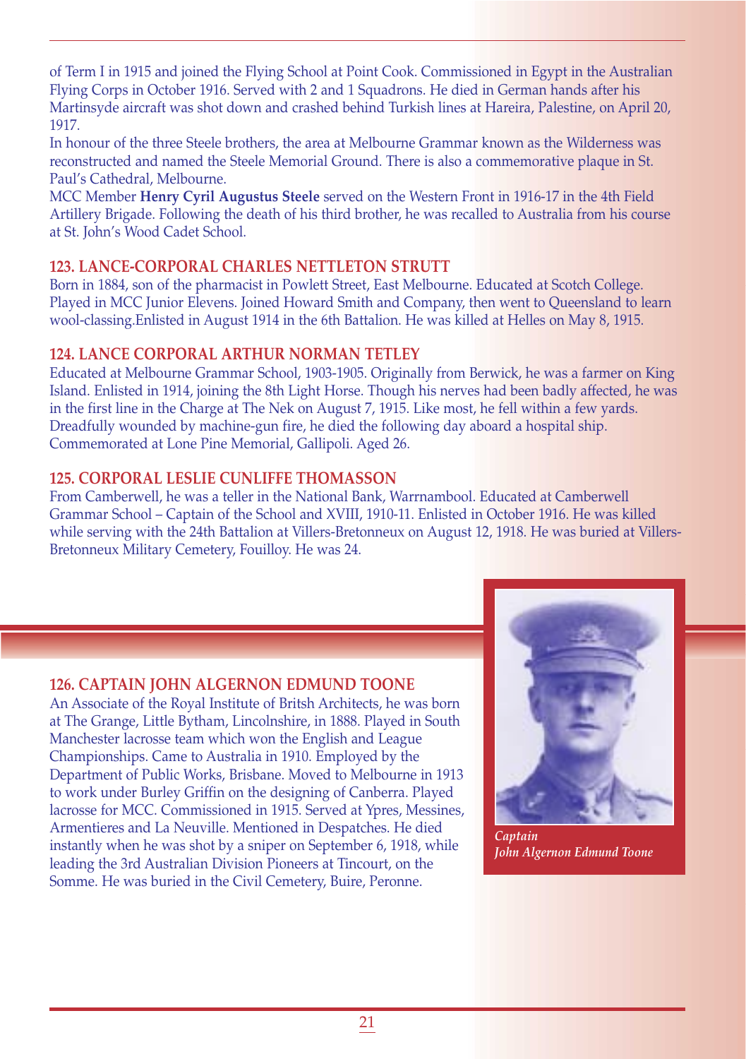of Term I in 1915 and joined the Flying School at Point Cook. Commissioned in Egypt in the Australian Flying Corps in October 1916. Served with 2 and 1 Squadrons. He died in German hands after his Martinsyde aircraft was shot down and crashed behind Turkish lines at Hareira, Palestine, on April 20, 1917.

In honour of the three Steele brothers, the area at Melbourne Grammar known as the Wilderness was reconstructed and named the Steele Memorial Ground. There is also a commemorative plaque in St. Paul's Cathedral, Melbourne.

MCC Member **Henry Cyril Augustus Steele** served on the Western Front in 1916-17 in the 4th Field Artillery Brigade. Following the death of his third brother, he was recalled to Australia from his course at St. John's Wood Cadet School.

### 123. LANCE-CORPORAL CHARLES NETTLETON STRUTT

Born in 1884, son of the pharmacist in Powlett Street, East Melbourne. Educated at Scotch College. Played in MCC Junior Elevens. Joined Howard Smith and Company, then went to Queensland to learn wool-classing.Enlisted in August 1914 in the 6th Battalion. He was killed at Helles on May 8, 1915.

### 124. LANCE CORPORAL ARTHUR NORMAN TETLEY

Educated at Melbourne Grammar School, 1903-1905. Originally from Berwick, he was a farmer on King Island. Enlisted in 1914, joining the 8th Light Horse. Though his nerves had been badly affected, he was in the first line in the Charge at The Nek on August 7, 1915. Like most, he fell within a few yards. Dreadfully wounded by machine-gun fire, he died the following day aboard a hospital ship. Commemorated at Lone Pine Memorial, Gallipoli. Aged 26.

### 125. CORPORAL LESLIE CUNLIFFE THOMASSON

From Camberwell, he was a teller in the National Bank, Warrnambool. Educated at Camberwell Grammar School – Captain of the School and XVIII, 1910-11. Enlisted in October 1916. He was killed while serving with the 24th Battalion at Villers-Bretonneux on August 12, 1918. He was buried at Villers-Bretonneux Military Cemetery, Fouilloy. He was 24.

### 126. CAPTAIN JOHN ALGERNON EDMUND TOONE

An Associate of the Royal Institute of Britsh Architects, he was born at The Grange, Little Bytham, Lincolnshire, in 1888. Played in South Manchester lacrosse team which won the English and League Championships. Came to Australia in 1910. Employed by the Department of Public Works, Brisbane. Moved to Melbourne in 1913 to work under Burley Griffin on the designing of Canberra. Played lacrosse for MCC. Commissioned in 1915. Served at Ypres, Messines, Armentieres and La Neuville. Mentioned in Despatches. He died instantly when he was shot by a sniper on September 6, 1918, while leading the 3rd Australian Division Pioneers at Tincourt, on the Somme. He was buried in the Civil Cemetery, Buire, Peronne.

*Captain John Algernon Edmund Toone*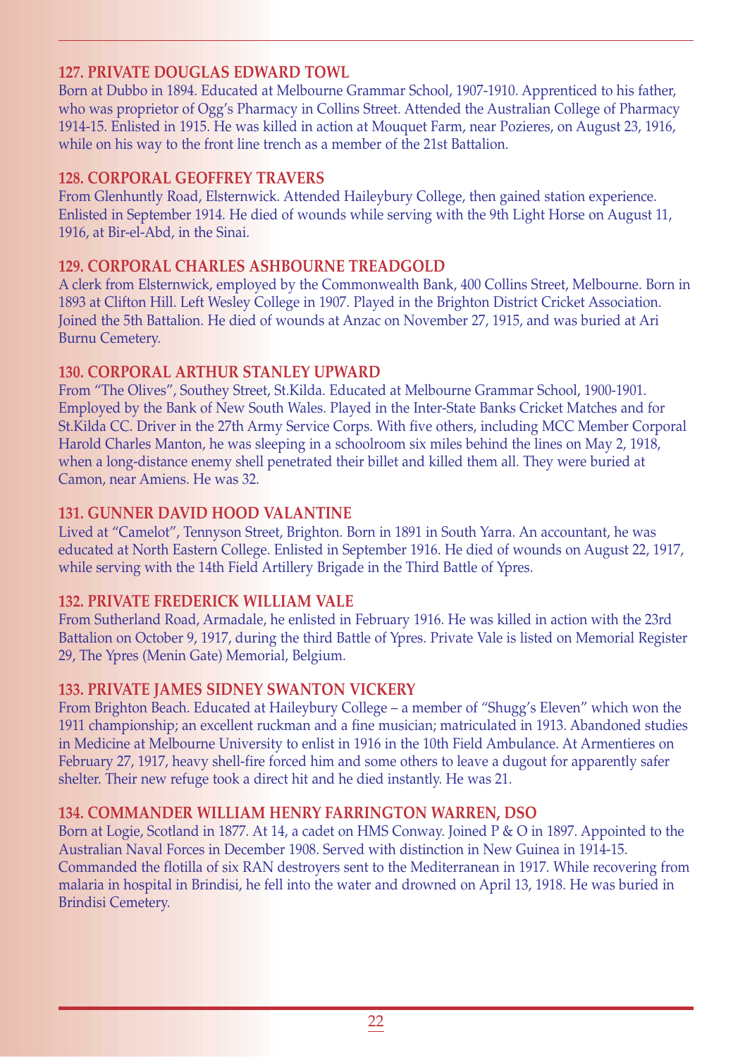### 127. PRIVATE DOUGLAS EDWARD TOWL

Born at Dubbo in 1894. Educated at Melbourne Grammar School, 1907-1910. Apprenticed to his father, who was proprietor of Ogg's Pharmacy in Collins Street. Attended the Australian College of Pharmacy 1914-15. Enlisted in 1915. He was killed in action at Mouquet Farm, near Pozieres, on August 23, 1916, while on his way to the front line trench as a member of the 21st Battalion.

### 128. CORPORAL GEOFFREY TRAVERS

From Glenhuntly Road, Elsternwick. Attended Haileybury College, then gained station experience. Enlisted in September 1914. He died of wounds while serving with the 9th Light Horse on August 11, 1916, at Bir-el-Abd, in the Sinai.

### 129. CORPORAL CHARLES ASHBOURNE TREADGOLD

A clerk from Elsternwick, employed by the Commonwealth Bank, 400 Collins Street, Melbourne. Born in 1893 at Clifton Hill. Left Wesley College in 1907. Played in the Brighton District Cricket Association. Joined the 5th Battalion. He died of wounds at Anzac on November 27, 1915, and was buried at Ari Burnu Cemetery.

### 130. CORPORAL ARTHUR STANLEY UPWARD

From "The Olives", Southey Street, St.Kilda. Educated at Melbourne Grammar School, 1900-1901. Employed by the Bank of New South Wales. Played in the Inter-State Banks Cricket Matches and for St.Kilda CC. Driver in the 27th Army Service Corps. With five others, including MCC Member Corporal Harold Charles Manton, he was sleeping in a schoolroom six miles behind the lines on May 2, 1918, when a long-distance enemy shell penetrated their billet and killed them all. They were buried at Camon, near Amiens. He was 32.

### 131. GUNNER DAVID HOOD VALANTINE

Lived at "Camelot", Tennyson Street, Brighton. Born in 1891 in South Yarra. An accountant, he was educated at North Eastern College. Enlisted in September 1916. He died of wounds on August 22, 1917, while serving with the 14th Field Artillery Brigade in the Third Battle of Ypres.

### 132. PRIVATE FREDERICK WILLIAM VALE

From Sutherland Road, Armadale, he enlisted in February 1916. He was killed in action with the 23rd Battalion on October 9, 1917, during the third Battle of Ypres. Private Vale is listed on Memorial Register 29, The Ypres (Menin Gate) Memorial, Belgium.

### 133. PRIVATE JAMES SIDNEY SWANTON VICKERY

From Brighton Beach. Educated at Haileybury College – a member of "Shugg's Eleven" which won the 1911 championship; an excellent ruckman and a fine musician; matriculated in 1913. Abandoned studies in Medicine at Melbourne University to enlist in 1916 in the 10th Field Ambulance. At Armentieres on February 27, 1917, heavy shell-fire forced him and some others to leave a dugout for apparently safer shelter. Their new refuge took a direct hit and he died instantly. He was 21.

### 134. COMMANDER WILLIAM HENRY FARRINGTON WARREN, DSO

Born at Logie, Scotland in 1877. At 14, a cadet on HMS Conway. Joined P & O in 1897. Appointed to the Australian Naval Forces in December 1908. Served with distinction in New Guinea in 1914-15. Commanded the flotilla of six RAN destroyers sent to the Mediterranean in 1917. While recovering from malaria in hospital in Brindisi, he fell into the water and drowned on April 13, 1918. He was buried in Brindisi Cemetery.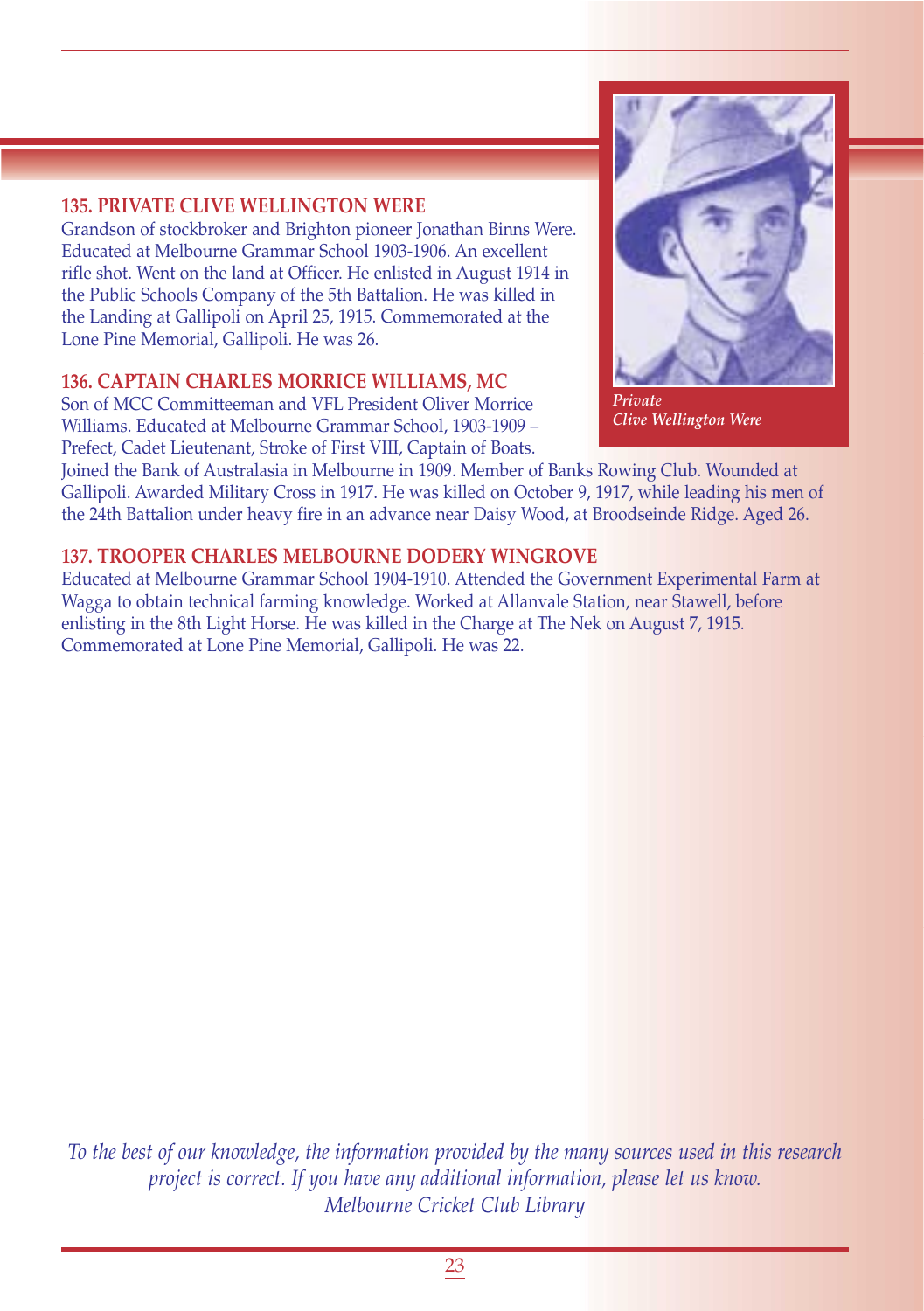### 135. PRIVATE CLIVE WELLINGTON WERE

Grandson of stockbroker and Brighton pioneer Jonathan Binns Were. Educated at Melbourne Grammar School 1903-1906. An excellent rifle shot. Went on the land at Officer. He enlisted in August 1914 in the Public Schools Company of the 5th Battalion. He was killed in the Landing at Gallipoli on April 25, 1915. Commemorated at the Lone Pine Memorial, Gallipoli. He was 26.

*Private Clive Wellington Were*

### 136. CAPTAIN CHARLES MORRICE WILLIAMS, MC

Son of MCC Committeeman and VFL President Oliver Morrice Williams. Educated at Melbourne Grammar School, 1903-1909 – Prefect, Cadet Lieutenant, Stroke of First VIII, Captain of Boats. Joined the Bank of Australasia in Melbourne in 1909. Member of Banks Rowing Club. Wounded at Gallipoli. Awarded Military Cross in 1917. He was killed on October 9, 1917, while leading his men of the 24th Battalion under heavy fire in an advance near Daisy Wood, at Broodseinde Ridge. Aged 26.

### 137. TROOPER CHARLES MELBOURNE DODERY WINGROVE

Educated at Melbourne Grammar School 1904-1910. Attended the Government Experimental Farm at Wagga to obtain technical farming knowledge. Worked at Allanvale Station, near Stawell, before enlisting in the 8th Light Horse. He was killed in the Charge at The Nek on August 7, 1915. Commemorated at Lone Pine Memorial, Gallipoli. He was 22.

*To the best of our knowledge, the information provided by the many sources used in this research project is correct. If you have any additional information, please let us know.*
*Melbourne Cricket Club Library*